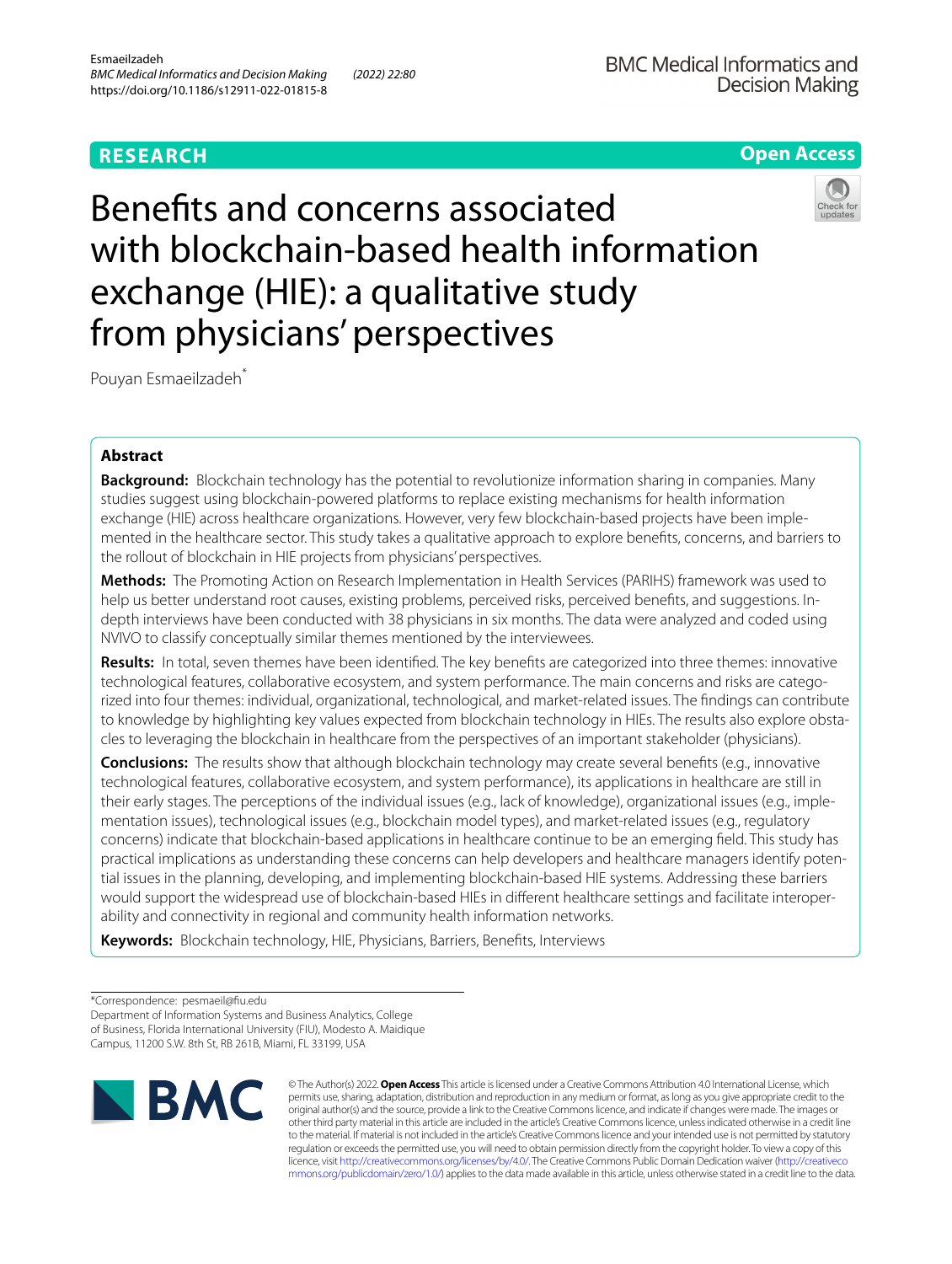RESEARCH

Open Access

# Benefits and concerns associated with blockchain-based health information exchange (HIE): a qualitative study from physicians' perspectives

Pouyan Esmaeilzadeh*

## Abstract

**Background:** Blockchain technology has the potential to revolutionize information sharing in companies. Many studies suggest using blockchain-powered platforms to replace existing mechanisms for health information exchange (HIE) across healthcare organizations. However, very few blockchain-based projects have been implemented in the healthcare sector. This study takes a qualitative approach to explore benefits, concerns, and barriers to the rollout of blockchain in HIE projects from physicians' perspectives.

**Methods:** The Promoting Action on Research Implementation in Health Services (PARIHS) framework was used to help us better understand root causes, existing problems, perceived risks, perceived benefits, and suggestions. In-depth interviews have been conducted with 38 physicians in six months. The data were analyzed and coded using NVIVO to classify conceptually similar themes mentioned by the interviewees.

**Results:** In total, seven themes have been identified. The key benefits are categorized into three themes: innovative technological features, collaborative ecosystem, and system performance. The main concerns and risks are categorized into four themes: individual, organizational, technological, and market-related issues. The findings can contribute to knowledge by highlighting key values expected from blockchain technology in HIEs. The results also explore obstacles to leveraging the blockchain in healthcare from the perspectives of an important stakeholder (physicians).

**Conclusions:** The results show that although blockchain technology may create several benefits (e.g., innovative technological features, collaborative ecosystem, and system performance), its applications in healthcare are still in their early stages. The perceptions of the individual issues (e.g., lack of knowledge), organizational issues (e.g., implementation issues), technological issues (e.g., blockchain model types), and market-related issues (e.g., regulatory concerns) indicate that blockchain-based applications in healthcare continue to be an emerging field. This study has practical implications as understanding these concerns can help developers and healthcare managers identify potential issues in the planning, developing, and implementing blockchain-based HIE systems. Addressing these barriers would support the widespread use of blockchain-based HIEs in different healthcare settings and facilitate interoperability and connectivity in regional and community health information networks.

**Keywords:** Blockchain technology, HIE, Physicians, Barriers, Benefits, Interviews

*Correspondence: pesmaeil@fiu.edu
Department of Information Systems and Business Analytics, College of Business, Florida International University (FIU), Modesto A. Maidique Campus, 11200 S.W. 8th St, RB 261B, Miami, FL 33199, USA

© The Author(s) 2022. **Open Access** This article is licensed under a Creative Commons Attribution 4.0 International License, which permits use, sharing, adaptation, distribution and reproduction in any medium or format, as long as you give appropriate credit to the original author(s) and the source, provide a link to the Creative Commons licence, and indicate if changes were made. The images or other third party material in this article are included in the article's Creative Commons licence, unless indicated otherwise in a credit line to the material. If material is not included in the article's Creative Commons licence and your intended use is not permitted by statutory regulation or exceeds the permitted use, you will need to obtain permission directly from the copyright holder. To view a copy of this licence, visit http://creativecommons.org/licenses/by/4.0/. The Creative Commons Public Domain Dedication waiver (http://creativecommons.org/publicdomain/zero/1.0/) applies to the data made available in this article, unless otherwise stated in a credit line to the data.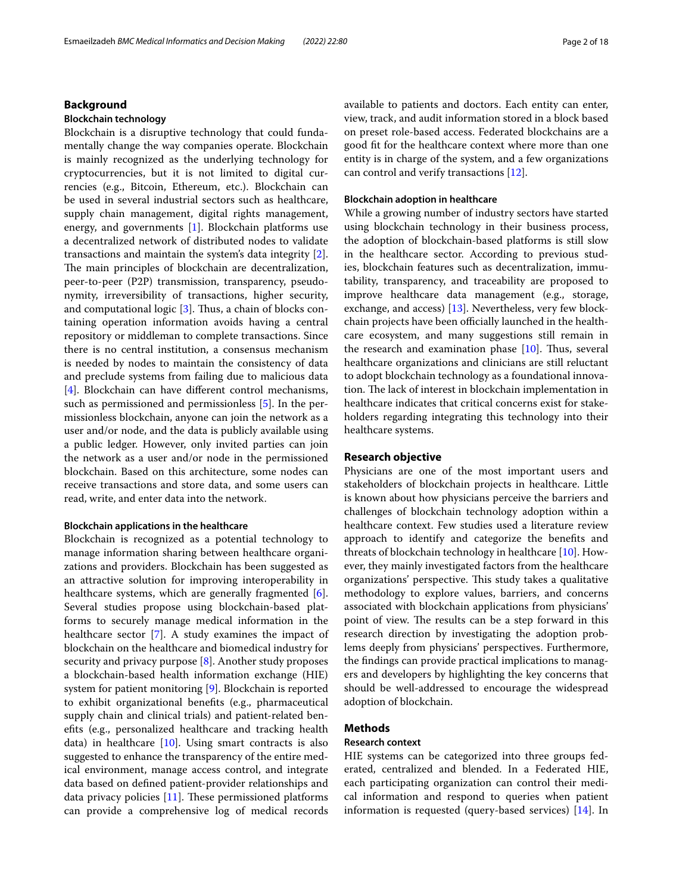## Background

### Blockchain technology

Blockchain is a disruptive technology that could fundamentally change the way companies operate. Blockchain is mainly recognized as the underlying technology for cryptocurrencies, but it is not limited to digital currencies (e.g., Bitcoin, Ethereum, etc.). Blockchain can be used in several industrial sectors such as healthcare, supply chain management, digital rights management, energy, and governments [1]. Blockchain platforms use a decentralized network of distributed nodes to validate transactions and maintain the system's data integrity [2]. The main principles of blockchain are decentralization, peer-to-peer (P2P) transmission, transparency, pseudonymity, irreversibility of transactions, higher security, and computational logic [3]. Thus, a chain of blocks containing operation information avoids having a central repository or middleman to complete transactions. Since there is no central institution, a consensus mechanism is needed by nodes to maintain the consistency of data and preclude systems from failing due to malicious data [4]. Blockchain can have different control mechanisms, such as permissioned and permissionless [5]. In the permissionless blockchain, anyone can join the network as a user and/or node, and the data is publicly available using a public ledger. However, only invited parties can join the network as a user and/or node in the permissioned blockchain. Based on this architecture, some nodes can receive transactions and store data, and some users can read, write, and enter data into the network.

#### Blockchain applications in the healthcare

Blockchain is recognized as a potential technology to manage information sharing between healthcare organizations and providers. Blockchain has been suggested as an attractive solution for improving interoperability in healthcare systems, which are generally fragmented [6]. Several studies propose using blockchain-based platforms to securely manage medical information in the healthcare sector [7]. A study examines the impact of blockchain on the healthcare and biomedical industry for security and privacy purpose [8]. Another study proposes a blockchain-based health information exchange (HIE) system for patient monitoring [9]. Blockchain is reported to exhibit organizational benefits (e.g., pharmaceutical supply chain and clinical trials) and patient-related benefits (e.g., personalized healthcare and tracking health data) in healthcare [10]. Using smart contracts is also suggested to enhance the transparency of the entire medical environment, manage access control, and integrate data based on defined patient-provider relationships and data privacy policies [11]. These permissioned platforms can provide a comprehensive log of medical records available to patients and doctors. Each entity can enter, view, track, and audit information stored in a block based on preset role-based access. Federated blockchains are a good fit for the healthcare context where more than one entity is in charge of the system, and a few organizations can control and verify transactions [12].

#### Blockchain adoption in healthcare

While a growing number of industry sectors have started using blockchain technology in their business process, the adoption of blockchain-based platforms is still slow in the healthcare sector. According to previous studies, blockchain features such as decentralization, immutability, transparency, and traceability are proposed to improve healthcare data management (e.g., storage, exchange, and access) [13]. Nevertheless, very few blockchain projects have been officially launched in the healthcare ecosystem, and many suggestions still remain in the research and examination phase [10]. Thus, several healthcare organizations and clinicians are still reluctant to adopt blockchain technology as a foundational innovation. The lack of interest in blockchain implementation in healthcare indicates that critical concerns exist for stakeholders regarding integrating this technology into their healthcare systems.

## Research objective

Physicians are one of the most important users and stakeholders of blockchain projects in healthcare. Little is known about how physicians perceive the barriers and challenges of blockchain technology adoption within a healthcare context. Few studies used a literature review approach to identify and categorize the benefits and threats of blockchain technology in healthcare [10]. However, they mainly investigated factors from the healthcare organizations' perspective. This study takes a qualitative methodology to explore values, barriers, and concerns associated with blockchain applications from physicians' point of view. The results can be a step forward in this research direction by investigating the adoption problems deeply from physicians' perspectives. Furthermore, the findings can provide practical implications to managers and developers by highlighting the key concerns that should be well-addressed to encourage the widespread adoption of blockchain.

## Methods

### Research context

HIE systems can be categorized into three groups federated, centralized and blended. In a Federated HIE, each participating organization can control their medical information and respond to queries when patient information is requested (query-based services) [14]. In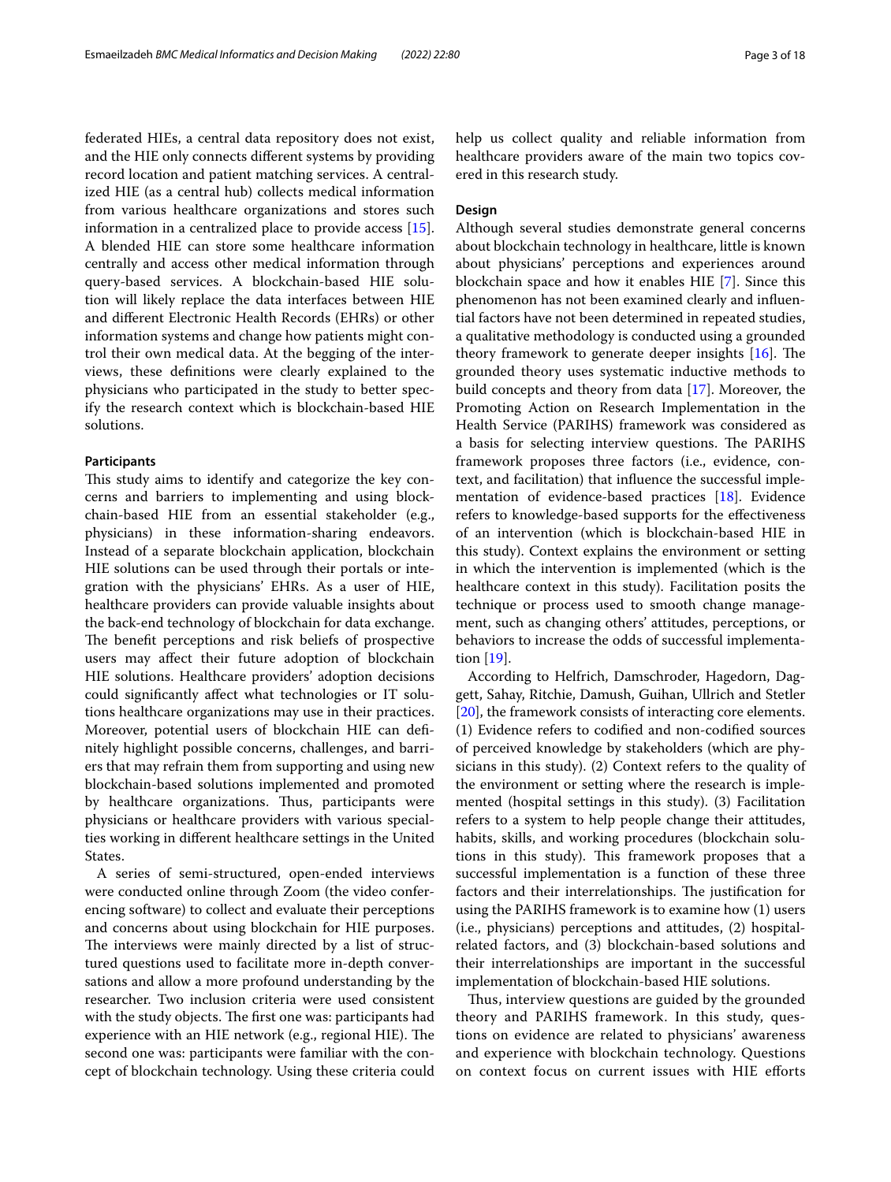federated HIEs, a central data repository does not exist, and the HIE only connects different systems by providing record location and patient matching services. A centralized HIE (as a central hub) collects medical information from various healthcare organizations and stores such information in a centralized place to provide access [15]. A blended HIE can store some healthcare information centrally and access other medical information through query-based services. A blockchain-based HIE solution will likely replace the data interfaces between HIE and different Electronic Health Records (EHRs) or other information systems and change how patients might control their own medical data. At the begging of the interviews, these definitions were clearly explained to the physicians who participated in the study to better specify the research context which is blockchain-based HIE solutions.

### Participants

This study aims to identify and categorize the key concerns and barriers to implementing and using blockchain-based HIE from an essential stakeholder (e.g., physicians) in these information-sharing endeavors. Instead of a separate blockchain application, blockchain HIE solutions can be used through their portals or integration with the physicians' EHRs. As a user of HIE, healthcare providers can provide valuable insights about the back-end technology of blockchain for data exchange. The benefit perceptions and risk beliefs of prospective users may affect their future adoption of blockchain HIE solutions. Healthcare providers' adoption decisions could significantly affect what technologies or IT solutions healthcare organizations may use in their practices. Moreover, potential users of blockchain HIE can definitely highlight possible concerns, challenges, and barriers that may refrain them from supporting and using new blockchain-based solutions implemented and promoted by healthcare organizations. Thus, participants were physicians or healthcare providers with various specialties working in different healthcare settings in the United States.

A series of semi-structured, open-ended interviews were conducted online through Zoom (the video conferencing software) to collect and evaluate their perceptions and concerns about using blockchain for HIE purposes. The interviews were mainly directed by a list of structured questions used to facilitate more in-depth conversations and allow a more profound understanding by the researcher. Two inclusion criteria were used consistent with the study objects. The first one was: participants had experience with an HIE network (e.g., regional HIE). The second one was: participants were familiar with the concept of blockchain technology. Using these criteria could help us collect quality and reliable information from healthcare providers aware of the main two topics covered in this research study.

### Design

Although several studies demonstrate general concerns about blockchain technology in healthcare, little is known about physicians' perceptions and experiences around blockchain space and how it enables HIE [7]. Since this phenomenon has not been examined clearly and influential factors have not been determined in repeated studies, a qualitative methodology is conducted using a grounded theory framework to generate deeper insights [16]. The grounded theory uses systematic inductive methods to build concepts and theory from data [17]. Moreover, the Promoting Action on Research Implementation in the Health Service (PARIHS) framework was considered as a basis for selecting interview questions. The PARIHS framework proposes three factors (i.e., evidence, context, and facilitation) that influence the successful implementation of evidence-based practices [18]. Evidence refers to knowledge-based supports for the effectiveness of an intervention (which is blockchain-based HIE in this study). Context explains the environment or setting in which the intervention is implemented (which is the healthcare context in this study). Facilitation posits the technique or process used to smooth change management, such as changing others' attitudes, perceptions, or behaviors to increase the odds of successful implementation [19].

According to Helfrich, Damschroder, Hagedorn, Daggett, Sahay, Ritchie, Damush, Guihan, Ullrich and Stetler [20], the framework consists of interacting core elements. (1) Evidence refers to codified and non-codified sources of perceived knowledge by stakeholders (which are physicians in this study). (2) Context refers to the quality of the environment or setting where the research is implemented (hospital settings in this study). (3) Facilitation refers to a system to help people change their attitudes, habits, skills, and working procedures (blockchain solutions in this study). This framework proposes that a successful implementation is a function of these three factors and their interrelationships. The justification for using the PARIHS framework is to examine how (1) users (i.e., physicians) perceptions and attitudes, (2) hospital-related factors, and (3) blockchain-based solutions and their interrelationships are important in the successful implementation of blockchain-based HIE solutions.

Thus, interview questions are guided by the grounded theory and PARIHS framework. In this study, questions on evidence are related to physicians' awareness and experience with blockchain technology. Questions on context focus on current issues with HIE efforts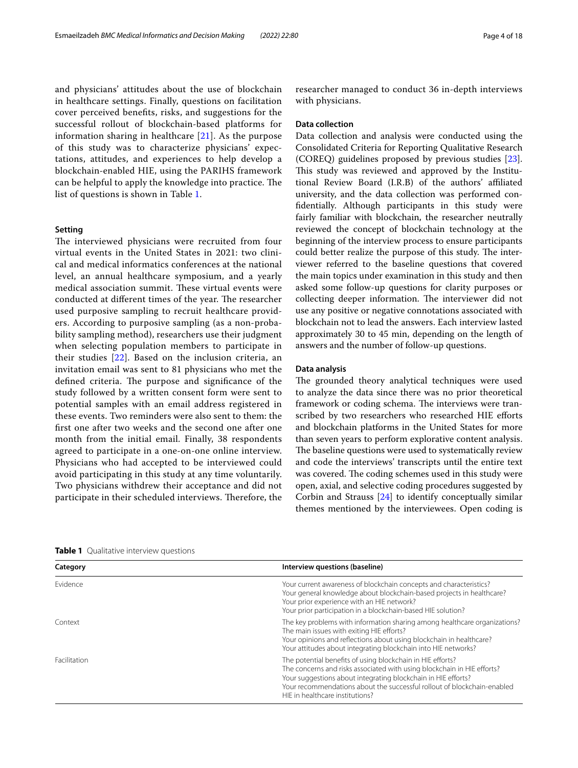and physicians' attitudes about the use of blockchain in healthcare settings. Finally, questions on facilitation cover perceived benefits, risks, and suggestions for the successful rollout of blockchain-based platforms for information sharing in healthcare [21]. As the purpose of this study was to characterize physicians' expectations, attitudes, and experiences to help develop a blockchain-enabled HIE, using the PARIHS framework can be helpful to apply the knowledge into practice. The list of questions is shown in Table 1.

### Setting

The interviewed physicians were recruited from four virtual events in the United States in 2021: two clinical and medical informatics conferences at the national level, an annual healthcare symposium, and a yearly medical association summit. These virtual events were conducted at different times of the year. The researcher used purposive sampling to recruit healthcare providers. According to purposive sampling (as a non-probability sampling method), researchers use their judgment when selecting population members to participate in their studies [22]. Based on the inclusion criteria, an invitation email was sent to 81 physicians who met the defined criteria. The purpose and significance of the study followed by a written consent form were sent to potential samples with an email address registered in these events. Two reminders were also sent to them: the first one after two weeks and the second one after one month from the initial email. Finally, 38 respondents agreed to participate in a one-on-one online interview. Physicians who had accepted to be interviewed could avoid participating in this study at any time voluntarily. Two physicians withdrew their acceptance and did not participate in their scheduled interviews. Therefore, the researcher managed to conduct 36 in-depth interviews with physicians.

### Data collection

Data collection and analysis were conducted using the Consolidated Criteria for Reporting Qualitative Research (COREQ) guidelines proposed by previous studies [23]. This study was reviewed and approved by the Institutional Review Board (I.R.B) of the authors' affiliated university, and the data collection was performed confidentially. Although participants in this study were fairly familiar with blockchain, the researcher neutrally reviewed the concept of blockchain technology at the beginning of the interview process to ensure participants could better realize the purpose of this study. The interviewer referred to the baseline questions that covered the main topics under examination in this study and then asked some follow-up questions for clarity purposes or collecting deeper information. The interviewer did not use any positive or negative connotations associated with blockchain not to lead the answers. Each interview lasted approximately 30 to 45 min, depending on the length of answers and the number of follow-up questions.

### Data analysis

The grounded theory analytical techniques were used to analyze the data since there was no prior theoretical framework or coding schema. The interviews were transcribed by two researchers who researched HIE efforts and blockchain platforms in the United States for more than seven years to perform explorative content analysis. The baseline questions were used to systematically review and code the interviews' transcripts until the entire text was covered. The coding schemes used in this study were open, axial, and selective coding procedures suggested by Corbin and Strauss [24] to identify conceptually similar themes mentioned by the interviewees. Open coding is

**Table 1** Qualitative interview questions

| Category | Interview questions (baseline) |
|---|---|
| Evidence | Your current awareness of blockchain concepts and characteristics?<br>Your general knowledge about blockchain-based projects in healthcare?<br>Your prior experience with an HIE network?<br>Your prior participation in a blockchain-based HIE solution? |
| Context | The key problems with information sharing among healthcare organizations?<br>The main issues with exiting HIE efforts?<br>Your opinions and reflections about using blockchain in healthcare?<br>Your attitudes about integrating blockchain into HIE networks? |
| Facilitation | The potential benefits of using blockchain in HIE efforts?<br>The concerns and risks associated with using blockchain in HIE efforts?<br>Your suggestions about integrating blockchain in HIE efforts?<br>Your recommendations about the successful rollout of blockchain-enabled HIE in healthcare institutions? |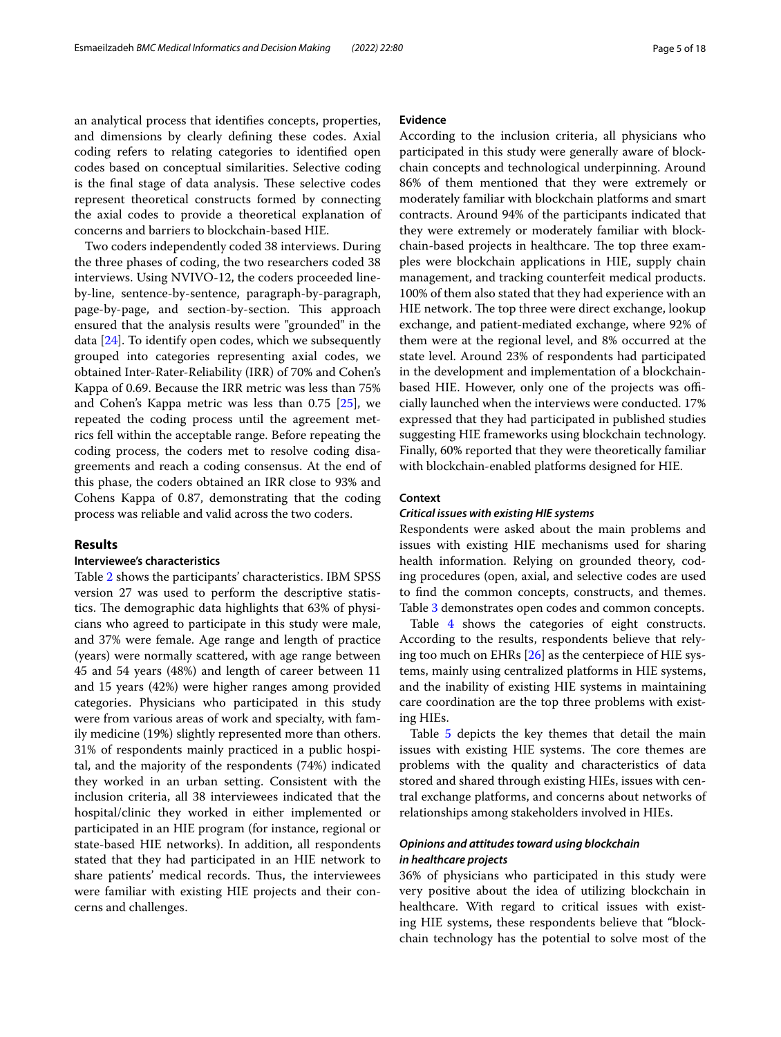an analytical process that identifies concepts, properties, and dimensions by clearly defining these codes. Axial coding refers to relating categories to identified open codes based on conceptual similarities. Selective coding is the final stage of data analysis. These selective codes represent theoretical constructs formed by connecting the axial codes to provide a theoretical explanation of concerns and barriers to blockchain-based HIE.

Two coders independently coded 38 interviews. During the three phases of coding, the two researchers coded 38 interviews. Using NVIVO-12, the coders proceeded line-by-line, sentence-by-sentence, paragraph-by-paragraph, page-by-page, and section-by-section. This approach ensured that the analysis results were "grounded" in the data [24]. To identify open codes, which we subsequently grouped into categories representing axial codes, we obtained Inter-Rater-Reliability (IRR) of 70% and Cohen's Kappa of 0.69. Because the IRR metric was less than 75% and Cohen's Kappa metric was less than 0.75 [25], we repeated the coding process until the agreement metrics fell within the acceptable range. Before repeating the coding process, the coders met to resolve coding disagreements and reach a coding consensus. At the end of this phase, the coders obtained an IRR close to 93% and Cohens Kappa of 0.87, demonstrating that the coding process was reliable and valid across the two coders.

## Results

### Interviewee's characteristics

Table 2 shows the participants' characteristics. IBM SPSS version 27 was used to perform the descriptive statistics. The demographic data highlights that 63% of physicians who agreed to participate in this study were male, and 37% were female. Age range and length of practice (years) were normally scattered, with age range between 45 and 54 years (48%) and length of career between 11 and 15 years (42%) were higher ranges among provided categories. Physicians who participated in this study were from various areas of work and specialty, with family medicine (19%) slightly represented more than others. 31% of respondents mainly practiced in a public hospital, and the majority of the respondents (74%) indicated they worked in an urban setting. Consistent with the inclusion criteria, all 38 interviewees indicated that the hospital/clinic they worked in either implemented or participated in an HIE program (for instance, regional or state-based HIE networks). In addition, all respondents stated that they had participated in an HIE network to share patients' medical records. Thus, the interviewees were familiar with existing HIE projects and their concerns and challenges.

### Evidence

According to the inclusion criteria, all physicians who participated in this study were generally aware of blockchain concepts and technological underpinning. Around 86% of them mentioned that they were extremely or moderately familiar with blockchain platforms and smart contracts. Around 94% of the participants indicated that they were extremely or moderately familiar with blockchain-based projects in healthcare. The top three examples were blockchain applications in HIE, supply chain management, and tracking counterfeit medical products. 100% of them also stated that they had experience with an HIE network. The top three were direct exchange, lookup exchange, and patient-mediated exchange, where 92% of them were at the regional level, and 8% occurred at the state level. Around 23% of respondents had participated in the development and implementation of a blockchain-based HIE. However, only one of the projects was officially launched when the interviews were conducted. 17% expressed that they had participated in published studies suggesting HIE frameworks using blockchain technology. Finally, 60% reported that they were theoretically familiar with blockchain-enabled platforms designed for HIE.

### Context

#### *Critical issues with existing HIE systems*

Respondents were asked about the main problems and issues with existing HIE mechanisms used for sharing health information. Relying on grounded theory, coding procedures (open, axial, and selective codes are used to find the common concepts, constructs, and themes. Table 3 demonstrates open codes and common concepts.

Table 4 shows the categories of eight constructs. According to the results, respondents believe that relying too much on EHRs [26] as the centerpiece of HIE systems, mainly using centralized platforms in HIE systems, and the inability of existing HIE systems in maintaining care coordination are the top three problems with existing HIEs.

Table 5 depicts the key themes that detail the main issues with existing HIE systems. The core themes are problems with the quality and characteristics of data stored and shared through existing HIEs, issues with central exchange platforms, and concerns about networks of relationships among stakeholders involved in HIEs.

#### *Opinions and attitudes toward using blockchain in healthcare projects*

36% of physicians who participated in this study were very positive about the idea of utilizing blockchain in healthcare. With regard to critical issues with existing HIE systems, these respondents believe that "blockchain technology has the potential to solve most of the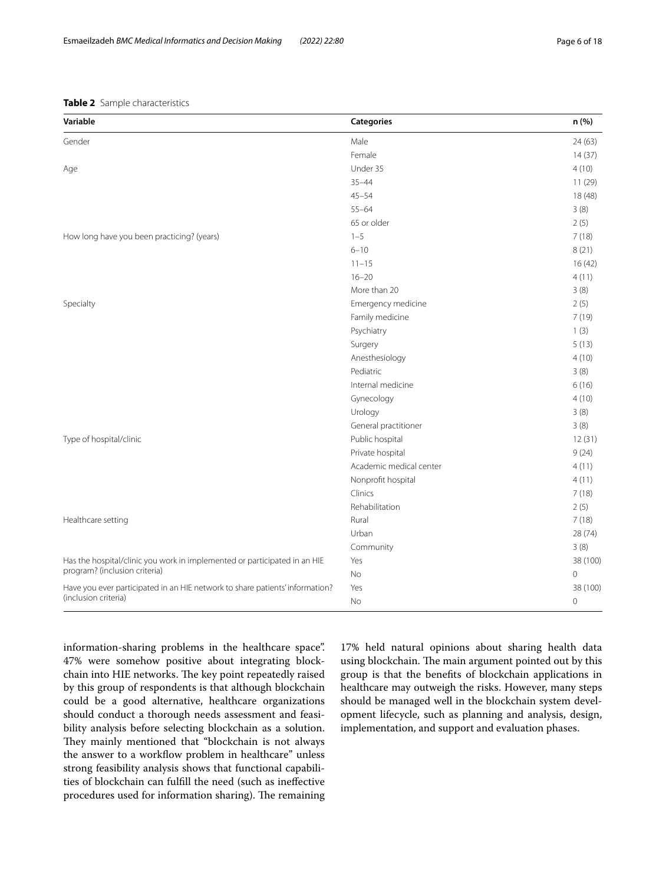**Table 2** Sample characteristics

| Variable | Categories | n (%) |
|---|---|---|
| Gender | Male | 24 (63) |
| | Female | 14 (37) |
| Age | Under 35 | 4 (10) |
| | 35–44 | 11 (29) |
| | 45–54 | 18 (48) |
| | 55–64 | 3 (8) |
| | 65 or older | 2 (5) |
| How long have you been practicing? (years) | 1–5 | 7 (18) |
| | 6–10 | 8 (21) |
| | 11–15 | 16 (42) |
| | 16–20 | 4 (11) |
| | More than 20 | 3 (8) |
| Specialty | Emergency medicine | 2 (5) |
| | Family medicine | 7 (19) |
| | Psychiatry | 1 (3) |
| | Surgery | 5 (13) |
| | Anesthesiology | 4 (10) |
| | Pediatric | 3 (8) |
| | Internal medicine | 6 (16) |
| | Gynecology | 4 (10) |
| | Urology | 3 (8) |
| | General practitioner | 3 (8) |
| Type of hospital/clinic | Public hospital | 12 (31) |
| | Private hospital | 9 (24) |
| | Academic medical center | 4 (11) |
| | Nonprofit hospital | 4 (11) |
| | Clinics | 7 (18) |
| | Rehabilitation | 2 (5) |
| Healthcare setting | Rural | 7 (18) |
| | Urban | 28 (74) |
| | Community | 3 (8) |
| Has the hospital/clinic you work in implemented or participated in an HIE program? (inclusion criteria) | Yes | 38 (100) |
| | No | 0 |
| Have you ever participated in an HIE network to share patients' information? (inclusion criteria) | Yes | 38 (100) |
| | No | 0 |

information-sharing problems in the healthcare space". 47% were somehow positive about integrating blockchain into HIE networks. The key point repeatedly raised by this group of respondents is that although blockchain could be a good alternative, healthcare organizations should conduct a thorough needs assessment and feasibility analysis before selecting blockchain as a solution. They mainly mentioned that "blockchain is not always the answer to a workflow problem in healthcare" unless strong feasibility analysis shows that functional capabilities of blockchain can fulfill the need (such as ineffective procedures used for information sharing). The remaining 17% held natural opinions about sharing health data using blockchain. The main argument pointed out by this group is that the benefits of blockchain applications in healthcare may outweigh the risks. However, many steps should be managed well in the blockchain system development lifecycle, such as planning and analysis, design, implementation, and support and evaluation phases.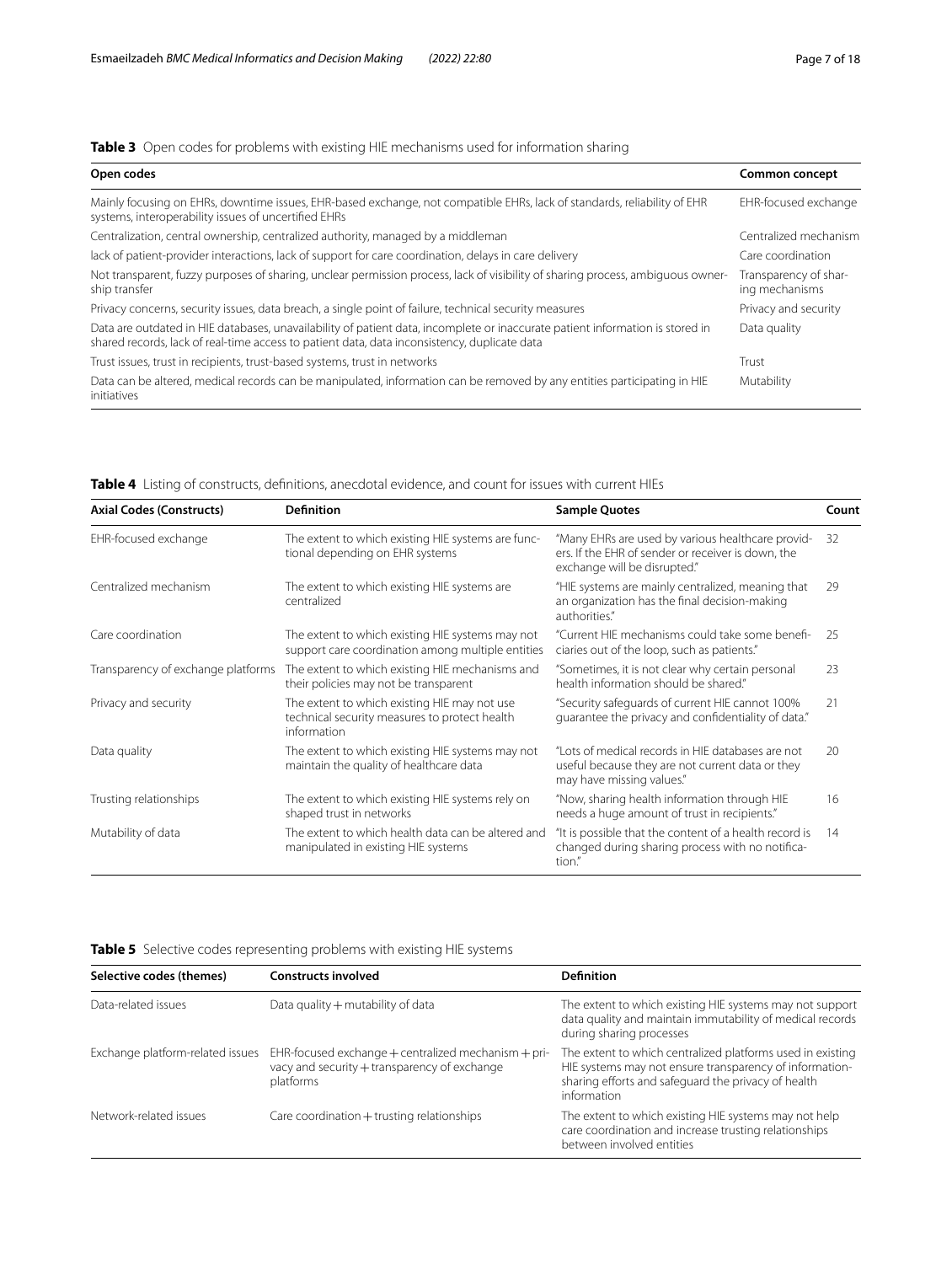**Table 3** Open codes for problems with existing HIE mechanisms used for information sharing

| Open codes | Common concept |
|---|---|
| Mainly focusing on EHRs, downtime issues, EHR-based exchange, not compatible EHRs, lack of standards, reliability of EHR systems, interoperability issues of uncertified EHRs | EHR-focused exchange |
| Centralization, central ownership, centralized authority, managed by a middleman | Centralized mechanism |
| lack of patient-provider interactions, lack of support for care coordination, delays in care delivery | Care coordination |
| Not transparent, fuzzy purposes of sharing, unclear permission process, lack of visibility of sharing process, ambiguous ownership transfer | Transparency of sharing mechanisms |
| Privacy concerns, security issues, data breach, a single point of failure, technical security measures | Privacy and security |
| Data are outdated in HIE databases, unavailability of patient data, incomplete or inaccurate patient information is stored in shared records, lack of real-time access to patient data, data inconsistency, duplicate data | Data quality |
| Trust issues, trust in recipients, trust-based systems, trust in networks | Trust |
| Data can be altered, medical records can be manipulated, information can be removed by any entities participating in HIE initiatives | Mutability |

**Table 4** Listing of constructs, definitions, anecdotal evidence, and count for issues with current HIEs

| Axial Codes (Constructs) | Definition | Sample Quotes | Count |
|---|---|---|---|
| EHR-focused exchange | The extent to which existing HIE systems are functional depending on EHR systems | "Many EHRs are used by various healthcare providers. If the EHR of sender or receiver is down, the exchange will be disrupted." | 32 |
| Centralized mechanism | The extent to which existing HIE systems are centralized | "HIE systems are mainly centralized, meaning that an organization has the final decision-making authorities." | 29 |
| Care coordination | The extent to which existing HIE systems may not support care coordination among multiple entities | "Current HIE mechanisms could take some beneficiaries out of the loop, such as patients." | 25 |
| Transparency of exchange platforms | The extent to which existing HIE mechanisms and their policies may not be transparent | "Sometimes, it is not clear why certain personal health information should be shared." | 23 |
| Privacy and security | The extent to which existing HIE may not use technical security measures to protect health information | "Security safeguards of current HIE cannot 100% guarantee the privacy and confidentiality of data." | 21 |
| Data quality | The extent to which existing HIE systems may not maintain the quality of healthcare data | "Lots of medical records in HIE databases are not useful because they are not current data or they may have missing values." | 20 |
| Trusting relationships | The extent to which existing HIE systems rely on shaped trust in networks | "Now, sharing health information through HIE needs a huge amount of trust in recipients." | 16 |
| Mutability of data | The extent to which health data can be altered and manipulated in existing HIE systems | "It is possible that the content of a health record is changed during sharing process with no notification." | 14 |

**Table 5** Selective codes representing problems with existing HIE systems

| Selective codes (themes) | Constructs involved | Definition |
|---|---|---|
| Data-related issues | Data quality + mutability of data | The extent to which existing HIE systems may not support data quality and maintain immutability of medical records during sharing processes |
| Exchange platform-related issues | EHR-focused exchange + centralized mechanism + privacy and security + transparency of exchange platforms | The extent to which centralized platforms used in existing HIE systems may not ensure transparency of information-sharing efforts and safeguard the privacy of health information |
| Network-related issues | Care coordination + trusting relationships | The extent to which existing HIE systems may not help care coordination and increase trusting relationships between involved entities |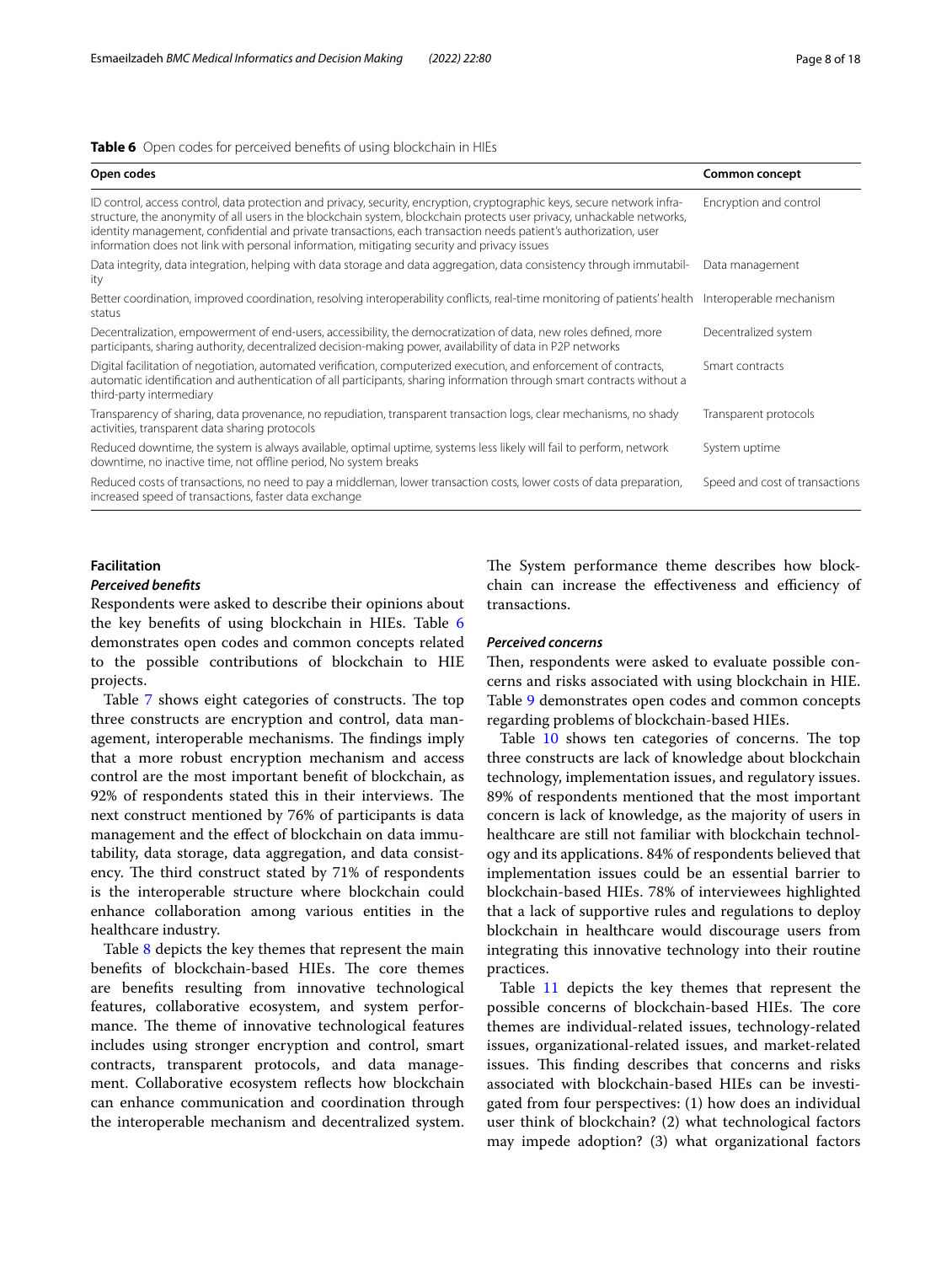**Table 6** Open codes for perceived benefits of using blockchain in HIEs

| Open codes | Common concept |
| --- | --- |
| ID control, access control, data protection and privacy, security, encryption, cryptographic keys, secure network infrastructure, the anonymity of all users in the blockchain system, blockchain protects user privacy, unhackable networks, identity management, confidential and private transactions, each transaction needs patient's authorization, user information does not link with personal information, mitigating security and privacy issues | Encryption and control |
| Data integrity, data integration, helping with data storage and data aggregation, data consistency through immutability | Data management |
| Better coordination, improved coordination, resolving interoperability conflicts, real-time monitoring of patients' health status | Interoperable mechanism |
| Decentralization, empowerment of end-users, accessibility, the democratization of data, new roles defined, more participants, sharing authority, decentralized decision-making power, availability of data in P2P networks | Decentralized system |
| Digital facilitation of negotiation, automated verification, computerized execution, and enforcement of contracts, automatic identification and authentication of all participants, sharing information through smart contracts without a third-party intermediary | Smart contracts |
| Transparency of sharing, data provenance, no repudiation, transparent transaction logs, clear mechanisms, no shady activities, transparent data sharing protocols | Transparent protocols |
| Reduced downtime, the system is always available, optimal uptime, systems less likely will fail to perform, network downtime, no inactive time, not offline period, No system breaks | System uptime |
| Reduced costs of transactions, no need to pay a middleman, lower transaction costs, lower costs of data preparation, increased speed of transactions, faster data exchange | Speed and cost of transactions |

## Facilitation

### *Perceived benefits*

Respondents were asked to describe their opinions about the key benefits of using blockchain in HIEs. Table 6 demonstrates open codes and common concepts related to the possible contributions of blockchain to HIE projects.

Table 7 shows eight categories of constructs. The top three constructs are encryption and control, data management, interoperable mechanisms. The findings imply that a more robust encryption mechanism and access control are the most important benefit of blockchain, as 92% of respondents stated this in their interviews. The next construct mentioned by 76% of participants is data management and the effect of blockchain on data immutability, data storage, data aggregation, and data consistency. The third construct stated by 71% of respondents is the interoperable structure where blockchain could enhance collaboration among various entities in the healthcare industry.

Table 8 depicts the key themes that represent the main benefits of blockchain-based HIEs. The core themes are benefits resulting from innovative technological features, collaborative ecosystem, and system performance. The theme of innovative technological features includes using stronger encryption and control, smart contracts, transparent protocols, and data management. Collaborative ecosystem reflects how blockchain can enhance communication and coordination through the interoperable mechanism and decentralized system. The System performance theme describes how blockchain can increase the effectiveness and efficiency of transactions.

### *Perceived concerns*

Then, respondents were asked to evaluate possible concerns and risks associated with using blockchain in HIE. Table 9 demonstrates open codes and common concepts regarding problems of blockchain-based HIEs.

Table 10 shows ten categories of concerns. The top three constructs are lack of knowledge about blockchain technology, implementation issues, and regulatory issues. 89% of respondents mentioned that the most important concern is lack of knowledge, as the majority of users in healthcare are still not familiar with blockchain technology and its applications. 84% of respondents believed that implementation issues could be an essential barrier to blockchain-based HIEs. 78% of interviewees highlighted that a lack of supportive rules and regulations to deploy blockchain in healthcare would discourage users from integrating this innovative technology into their routine practices.

Table 11 depicts the key themes that represent the possible concerns of blockchain-based HIEs. The core themes are individual-related issues, technology-related issues, organizational-related issues, and market-related issues. This finding describes that concerns and risks associated with blockchain-based HIEs can be investigated from four perspectives: (1) how does an individual user think of blockchain? (2) what technological factors may impede adoption? (3) what organizational factors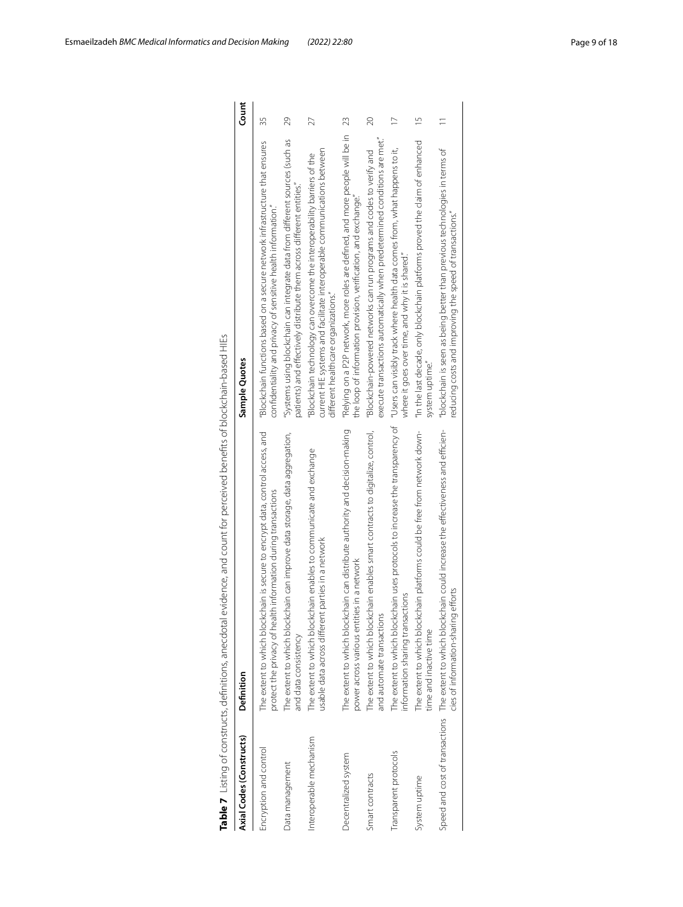**Table 7** Listing of constructs, definitions, anecdotal evidence, and count for perceived benefits of blockchain-based HIEs

| Axial Codes (Constructs) | Definition | Sample Quotes | Count |
|---|---|---|---|
| Encryption and control | The extent to which blockchain is secure to encrypt data, control access, and protect the privacy of health information during transactions | "Blockchain functions based on a secure network infrastructure that ensures confidentiality and privacy of sensitive health information." | 35 |
| Data management | The extent to which blockchain can improve data storage, data aggregation, and data consistency | "Systems using blockchain can integrate data from different sources (such as patients) and effectively distribute them across different entities." | 29 |
| Interoperable mechanism | The extent to which blockchain enables to communicate and exchange usable data across different parties in a network | "Blockchain technology can overcome the interoperability barriers of the current HIE systems and facilitate interoperable communications between different healthcare organizations." | 27 |
| Decentralized system | The extent to which blockchain can distribute authority and decision-making power across various entities in a network | "Relying on a P2P network, more roles are defined, and more people will be in the loop of information provision, verification, and exchange." | 23 |
| Smart contracts | The extent to which blockchain enables smart contracts to digitalize, control, and automate transactions | "Blockchain-powered networks can run programs and codes to verify and execute transactions automatically when predetermined conditions are met." | 20 |
| Transparent protocols | The extent to which blockchain uses protocols to increase the transparency of information sharing transactions | "Users can visibly track where health data comes from, what happens to it, where it goes over time, and why it is shared." | 17 |
| System uptime | The extent to which blockchain platforms could be free from network down-time and inactive time | "In the last decade, only blockchain platforms proved the claim of enhanced system uptime." | 15 |
| Speed and cost of transactions | The extent to which blockchain could increase the effectiveness and efficiencies of information-sharing efforts | "blockchain is seen as being better than previous technologies in terms of reducing costs and improving the speed of transactions." | 11 |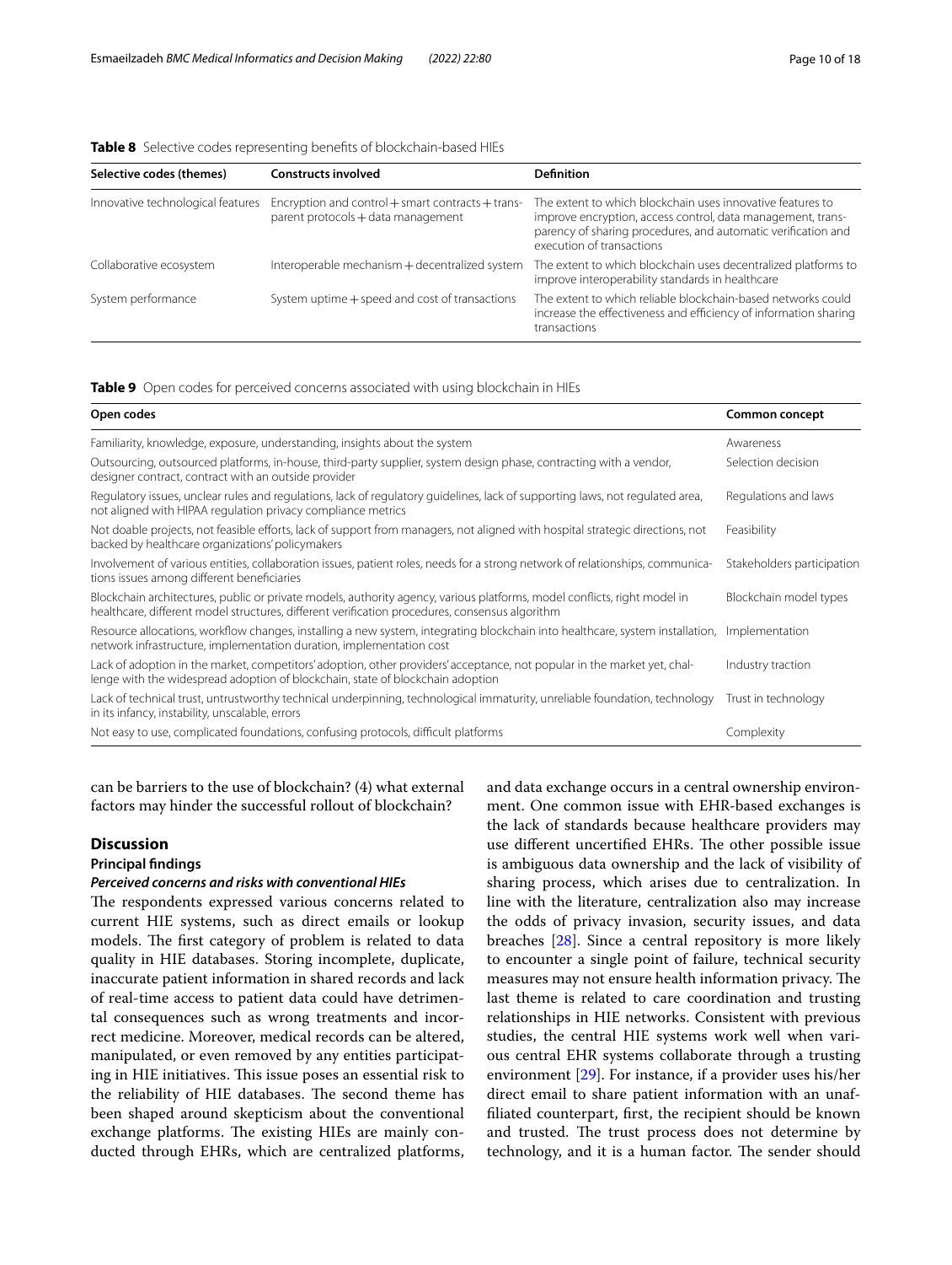**Table 8** Selective codes representing benefits of blockchain-based HIEs

| Selective codes (themes) | Constructs involved | Definition |
|---|---|---|
| Innovative technological features | Encryption and control + smart contracts + transparent protocols + data management | The extent to which blockchain uses innovative features to improve encryption, access control, data management, transparency of sharing procedures, and automatic verification and execution of transactions |
| Collaborative ecosystem | Interoperable mechanism + decentralized system | The extent to which blockchain uses decentralized platforms to improve interoperability standards in healthcare |
| System performance | System uptime + speed and cost of transactions | The extent to which reliable blockchain-based networks could increase the effectiveness and efficiency of information sharing transactions |

**Table 9** Open codes for perceived concerns associated with using blockchain in HIEs

| Open codes | Common concept |
|---|---|
| Familiarity, knowledge, exposure, understanding, insights about the system | Awareness |
| Outsourcing, outsourced platforms, in-house, third-party supplier, system design phase, contracting with a vendor, designer contract, contract with an outside provider | Selection decision |
| Regulatory issues, unclear rules and regulations, lack of regulatory guidelines, lack of supporting laws, not regulated area, not aligned with HIPAA regulation privacy compliance metrics | Regulations and laws |
| Not doable projects, not feasible efforts, lack of support from managers, not aligned with hospital strategic directions, not backed by healthcare organizations' policymakers | Feasibility |
| Involvement of various entities, collaboration issues, patient roles, needs for a strong network of relationships, communications issues among different beneficiaries | Stakeholders participation |
| Blockchain architectures, public or private models, authority agency, various platforms, model conflicts, right model in healthcare, different model structures, different verification procedures, consensus algorithm | Blockchain model types |
| Resource allocations, workflow changes, installing a new system, integrating blockchain into healthcare, system installation, network infrastructure, implementation duration, implementation cost | Implementation |
| Lack of adoption in the market, competitors' adoption, other providers' acceptance, not popular in the market yet, challenge with the widespread adoption of blockchain, state of blockchain adoption | Industry traction |
| Lack of technical trust, untrustworthy technical underpinning, technological immaturity, unreliable foundation, technology in its infancy, instability, unscalable, errors | Trust in technology |
| Not easy to use, complicated foundations, confusing protocols, difficult platforms | Complexity |

can be barriers to the use of blockchain? (4) what external factors may hinder the successful rollout of blockchain?

## Discussion

### Principal findings

#### *Perceived concerns and risks with conventional HIEs*

The respondents expressed various concerns related to current HIE systems, such as direct emails or lookup models. The first category of problem is related to data quality in HIE databases. Storing incomplete, duplicate, inaccurate patient information in shared records and lack of real-time access to patient data could have detrimental consequences such as wrong treatments and incorrect medicine. Moreover, medical records can be altered, manipulated, or even removed by any entities participating in HIE initiatives. This issue poses an essential risk to the reliability of HIE databases. The second theme has been shaped around skepticism about the conventional exchange platforms. The existing HIEs are mainly conducted through EHRs, which are centralized platforms, and data exchange occurs in a central ownership environment. One common issue with EHR-based exchanges is the lack of standards because healthcare providers may use different uncertified EHRs. The other possible issue is ambiguous data ownership and the lack of visibility of sharing process, which arises due to centralization. In line with the literature, centralization also may increase the odds of privacy invasion, security issues, and data breaches [28]. Since a central repository is more likely to encounter a single point of failure, technical security measures may not ensure health information privacy. The last theme is related to care coordination and trusting relationships in HIE networks. Consistent with previous studies, the central HIE systems work well when various central EHR systems collaborate through a trusting environment [29]. For instance, if a provider uses his/her direct email to share patient information with an unaffiliated counterpart, first, the recipient should be known and trusted. The trust process does not determine by technology, and it is a human factor. The sender should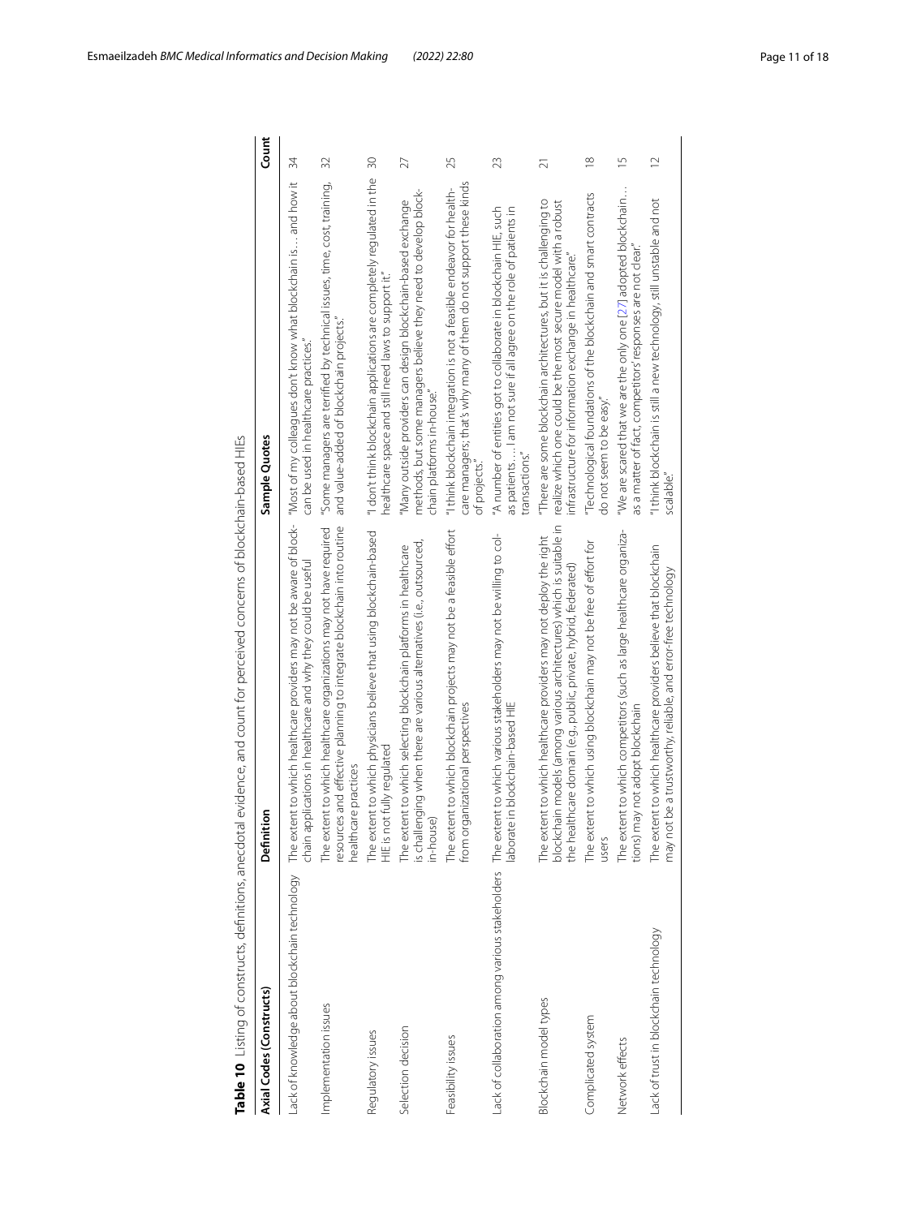**Table 10** Listing of constructs, definitions, anecdotal evidence, and count for perceived concerns of blockchain-based HIEs

| Axial Codes (Constructs) | Definition | Sample Quotes | Count |
| --- | --- | --- | --- |
| Lack of knowledge about blockchain technology | The extent to which healthcare providers may not be aware of blockchain applications in healthcare and why they could be useful | "Most of my colleagues don't know what blockchain is… and how it can be used in healthcare practices." | 34 |
| Implementation issues | The extent to which healthcare organizations may not have required resources and effective planning to integrate blockchain into routine healthcare practices | "Some managers are terrified by technical issues, time, cost, training, and value-added of blockchain projects." | 32 |
| Regulatory issues | The extent to which physicians believe that using blockchain-based HIE is not fully regulated | "I don't think blockchain applications are completely regulated in the healthcare space and still need laws to support it." | 30 |
| Selection decision | The extent to which selecting blockchain platforms in healthcare is challenging when there are various alternatives (i.e., outsourced, in-house) | "Many outside providers can design blockchain-based exchange methods, but some managers believe they need to develop blockchain platforms in-house." | 27 |
| Feasibility issues | The extent to which blockchain projects may not be a feasible effort from organizational perspectives | "I think blockchain integration is not a feasible endeavor for healthcare managers; that's why many of them do not support these kinds of projects." | 25 |
| Lack of collaboration among various stakeholders | The extent to which various stakeholders may not be willing to collaborate in blockchain-based HIE | "A number of entities got to collaborate in blockchain HIE, such as patients…. I am not sure if all agree on the role of patients in transactions." | 23 |
| Blockchain model types | The extent to which healthcare providers may not deploy the right blockchain models (among various architectures) which is suitable in the healthcare domain (e.g., public, private, hybrid, federated) | "There are some blockchain architectures, but it is challenging to realize which one could be the most secure model with a robust infrastructure for information exchange in healthcare." | 21 |
| Complicated system | The extent to which using blockchain may not be free of effort for users | "Technological foundations of the blockchain and smart contracts do not seem to be easy." | 18 |
| Network effects | The extent to which competitors (such as large healthcare organizations) may not adopt blockchain | "We are scared that we are the only one [27] adopted blockchain… as a matter of fact, competitors' responses are not clear." | 15 |
| Lack of trust in blockchain technology | The extent to which healthcare providers believe that blockchain may not be a trustworthy, reliable, and error-free technology | "I think blockchain is still a new technology, still unstable and not scalable." | 12 |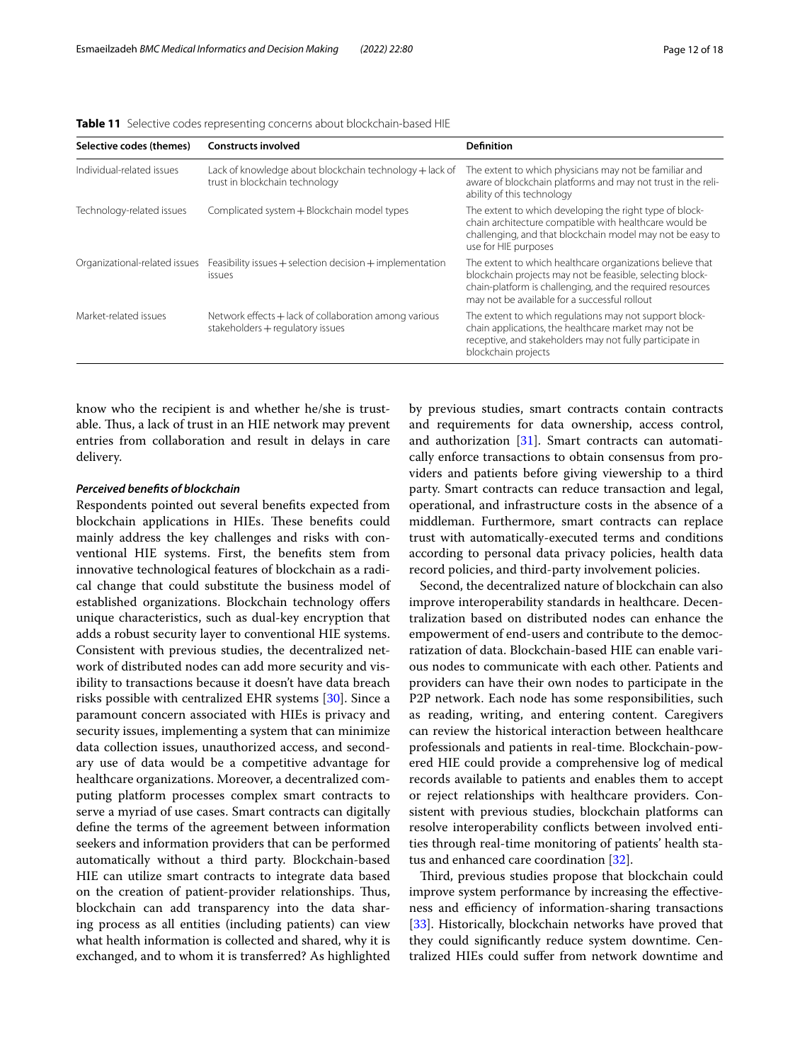**Table 11** Selective codes representing concerns about blockchain-based HIE

| Selective codes (themes) | Constructs involved | Definition |
| --- | --- | --- |
| Individual-related issues | Lack of knowledge about blockchain technology + lack of trust in blockchain technology | The extent to which physicians may not be familiar and aware of blockchain platforms and may not trust in the reliability of this technology |
| Technology-related issues | Complicated system + Blockchain model types | The extent to which developing the right type of blockchain architecture compatible with healthcare would be challenging, and that blockchain model may not be easy to use for HIE purposes |
| Organizational-related issues | Feasibility issues + selection decision + implementation issues | The extent to which healthcare organizations believe that blockchain projects may not be feasible, selecting blockchain-platform is challenging, and the required resources may not be available for a successful rollout |
| Market-related issues | Network effects + lack of collaboration among various stakeholders + regulatory issues | The extent to which regulations may not support blockchain applications, the healthcare market may not be receptive, and stakeholders may not fully participate in blockchain projects |

know who the recipient is and whether he/she is trustable. Thus, a lack of trust in an HIE network may prevent entries from collaboration and result in delays in care delivery.

#### *Perceived benefits of blockchain*

Respondents pointed out several benefits expected from blockchain applications in HIEs. These benefits could mainly address the key challenges and risks with conventional HIE systems. First, the benefits stem from innovative technological features of blockchain as a radical change that could substitute the business model of established organizations. Blockchain technology offers unique characteristics, such as dual-key encryption that adds a robust security layer to conventional HIE systems. Consistent with previous studies, the decentralized network of distributed nodes can add more security and visibility to transactions because it doesn't have data breach risks possible with centralized EHR systems [30]. Since a paramount concern associated with HIEs is privacy and security issues, implementing a system that can minimize data collection issues, unauthorized access, and secondary use of data would be a competitive advantage for healthcare organizations. Moreover, a decentralized computing platform processes complex smart contracts to serve a myriad of use cases. Smart contracts can digitally define the terms of the agreement between information seekers and information providers that can be performed automatically without a third party. Blockchain-based HIE can utilize smart contracts to integrate data based on the creation of patient-provider relationships. Thus, blockchain can add transparency into the data sharing process as all entities (including patients) can view what health information is collected and shared, why it is exchanged, and to whom it is transferred? As highlighted by previous studies, smart contracts contain contracts and requirements for data ownership, access control, and authorization [31]. Smart contracts can automatically enforce transactions to obtain consensus from providers and patients before giving viewership to a third party. Smart contracts can reduce transaction and legal, operational, and infrastructure costs in the absence of a middleman. Furthermore, smart contracts can replace trust with automatically-executed terms and conditions according to personal data privacy policies, health data record policies, and third-party involvement policies.

Second, the decentralized nature of blockchain can also improve interoperability standards in healthcare. Decentralization based on distributed nodes can enhance the empowerment of end-users and contribute to the democratization of data. Blockchain-based HIE can enable various nodes to communicate with each other. Patients and providers can have their own nodes to participate in the P2P network. Each node has some responsibilities, such as reading, writing, and entering content. Caregivers can review the historical interaction between healthcare professionals and patients in real-time. Blockchain-powered HIE could provide a comprehensive log of medical records available to patients and enables them to accept or reject relationships with healthcare providers. Consistent with previous studies, blockchain platforms can resolve interoperability conflicts between involved entities through real-time monitoring of patients' health status and enhanced care coordination [32].

Third, previous studies propose that blockchain could improve system performance by increasing the effectiveness and efficiency of information-sharing transactions [33]. Historically, blockchain networks have proved that they could significantly reduce system downtime. Centralized HIEs could suffer from network downtime and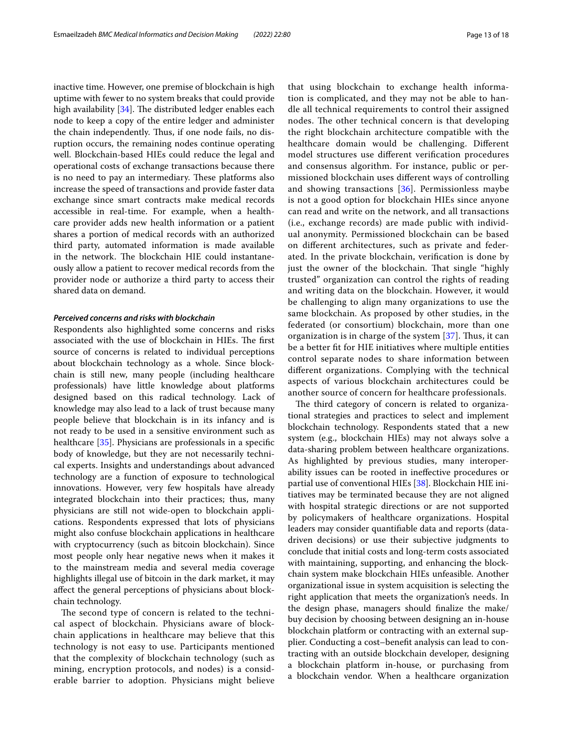inactive time. However, one premise of blockchain is high uptime with fewer to no system breaks that could provide high availability [34]. The distributed ledger enables each node to keep a copy of the entire ledger and administer the chain independently. Thus, if one node fails, no disruption occurs, the remaining nodes continue operating well. Blockchain-based HIEs could reduce the legal and operational costs of exchange transactions because there is no need to pay an intermediary. These platforms also increase the speed of transactions and provide faster data exchange since smart contracts make medical records accessible in real-time. For example, when a healthcare provider adds new health information or a patient shares a portion of medical records with an authorized third party, automated information is made available in the network. The blockchain HIE could instantaneously allow a patient to recover medical records from the provider node or authorize a third party to access their shared data on demand.

#### *Perceived concerns and risks with blockchain*

Respondents also highlighted some concerns and risks associated with the use of blockchain in HIEs. The first source of concerns is related to individual perceptions about blockchain technology as a whole. Since blockchain is still new, many people (including healthcare professionals) have little knowledge about platforms designed based on this radical technology. Lack of knowledge may also lead to a lack of trust because many people believe that blockchain is in its infancy and is not ready to be used in a sensitive environment such as healthcare [35]. Physicians are professionals in a specific body of knowledge, but they are not necessarily technical experts. Insights and understandings about advanced technology are a function of exposure to technological innovations. However, very few hospitals have already integrated blockchain into their practices; thus, many physicians are still not wide-open to blockchain applications. Respondents expressed that lots of physicians might also confuse blockchain applications in healthcare with cryptocurrency (such as bitcoin blockchain). Since most people only hear negative news when it makes it to the mainstream media and several media coverage highlights illegal use of bitcoin in the dark market, it may affect the general perceptions of physicians about blockchain technology.

The second type of concern is related to the technical aspect of blockchain. Physicians aware of blockchain applications in healthcare may believe that this technology is not easy to use. Participants mentioned that the complexity of blockchain technology (such as mining, encryption protocols, and nodes) is a considerable barrier to adoption. Physicians might believe that using blockchain to exchange health information is complicated, and they may not be able to handle all technical requirements to control their assigned nodes. The other technical concern is that developing the right blockchain architecture compatible with the healthcare domain would be challenging. Different model structures use different verification procedures and consensus algorithm. For instance, public or permissioned blockchain uses different ways of controlling and showing transactions [36]. Permissionless maybe is not a good option for blockchain HIEs since anyone can read and write on the network, and all transactions (i.e., exchange records) are made public with individual anonymity. Permissioned blockchain can be based on different architectures, such as private and federated. In the private blockchain, verification is done by just the owner of the blockchain. That single "highly trusted" organization can control the rights of reading and writing data on the blockchain. However, it would be challenging to align many organizations to use the same blockchain. As proposed by other studies, in the federated (or consortium) blockchain, more than one organization is in charge of the system [37]. Thus, it can be a better fit for HIE initiatives where multiple entities control separate nodes to share information between different organizations. Complying with the technical aspects of various blockchain architectures could be another source of concern for healthcare professionals.

The third category of concern is related to organizational strategies and practices to select and implement blockchain technology. Respondents stated that a new system (e.g., blockchain HIEs) may not always solve a data-sharing problem between healthcare organizations. As highlighted by previous studies, many interoperability issues can be rooted in ineffective procedures or partial use of conventional HIEs [38]. Blockchain HIE initiatives may be terminated because they are not aligned with hospital strategic directions or are not supported by policymakers of healthcare organizations. Hospital leaders may consider quantifiable data and reports (data-driven decisions) or use their subjective judgments to conclude that initial costs and long-term costs associated with maintaining, supporting, and enhancing the blockchain system make blockchain HIEs unfeasible. Another organizational issue in system acquisition is selecting the right application that meets the organization's needs. In the design phase, managers should finalize the make/buy decision by choosing between designing an in-house blockchain platform or contracting with an external supplier. Conducting a cost–benefit analysis can lead to contracting with an outside blockchain developer, designing a blockchain platform in-house, or purchasing from a blockchain vendor. When a healthcare organization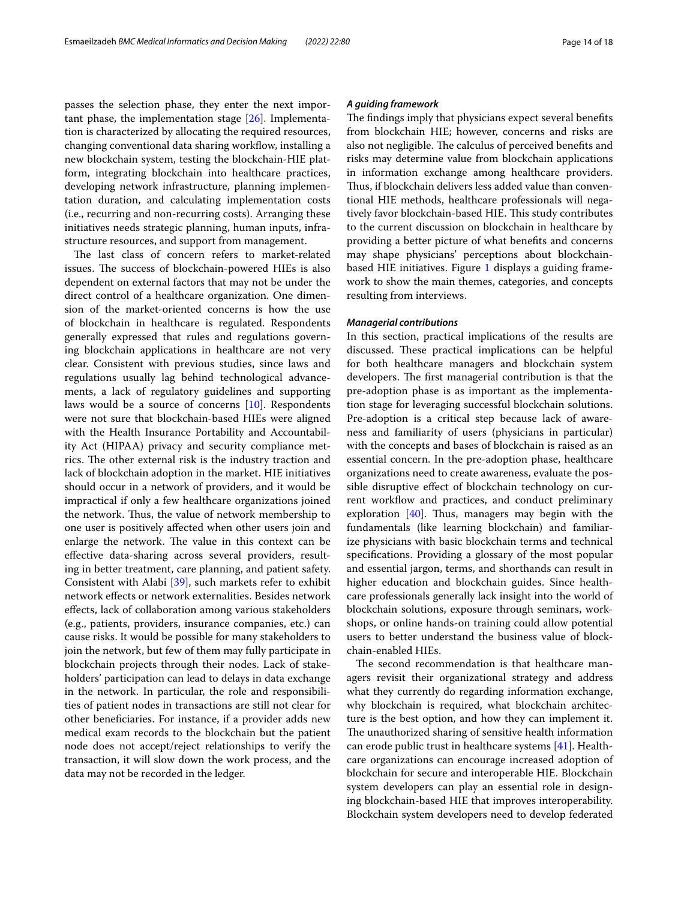passes the selection phase, they enter the next important phase, the implementation stage [26]. Implementation is characterized by allocating the required resources, changing conventional data sharing workflow, installing a new blockchain system, testing the blockchain-HIE platform, integrating blockchain into healthcare practices, developing network infrastructure, planning implementation duration, and calculating implementation costs (i.e., recurring and non-recurring costs). Arranging these initiatives needs strategic planning, human inputs, infrastructure resources, and support from management.

The last class of concern refers to market-related issues. The success of blockchain-powered HIEs is also dependent on external factors that may not be under the direct control of a healthcare organization. One dimension of the market-oriented concerns is how the use of blockchain in healthcare is regulated. Respondents generally expressed that rules and regulations governing blockchain applications in healthcare are not very clear. Consistent with previous studies, since laws and regulations usually lag behind technological advancements, a lack of regulatory guidelines and supporting laws would be a source of concerns [10]. Respondents were not sure that blockchain-based HIEs were aligned with the Health Insurance Portability and Accountability Act (HIPAA) privacy and security compliance metrics. The other external risk is the industry traction and lack of blockchain adoption in the market. HIE initiatives should occur in a network of providers, and it would be impractical if only a few healthcare organizations joined the network. Thus, the value of network membership to one user is positively affected when other users join and enlarge the network. The value in this context can be effective data-sharing across several providers, resulting in better treatment, care planning, and patient safety. Consistent with Alabi [39], such markets refer to exhibit network effects or network externalities. Besides network effects, lack of collaboration among various stakeholders (e.g., patients, providers, insurance companies, etc.) can cause risks. It would be possible for many stakeholders to join the network, but few of them may fully participate in blockchain projects through their nodes. Lack of stakeholders' participation can lead to delays in data exchange in the network. In particular, the role and responsibilities of patient nodes in transactions are still not clear for other beneficiaries. For instance, if a provider adds new medical exam records to the blockchain but the patient node does not accept/reject relationships to verify the transaction, it will slow down the work process, and the data may not be recorded in the ledger.

#### *A guiding framework*

The findings imply that physicians expect several benefits from blockchain HIE; however, concerns and risks are also not negligible. The calculus of perceived benefits and risks may determine value from blockchain applications in information exchange among healthcare providers. Thus, if blockchain delivers less added value than conventional HIE methods, healthcare professionals will negatively favor blockchain-based HIE. This study contributes to the current discussion on blockchain in healthcare by providing a better picture of what benefits and concerns may shape physicians' perceptions about blockchain-based HIE initiatives. Figure 1 displays a guiding framework to show the main themes, categories, and concepts resulting from interviews.

#### *Managerial contributions*

In this section, practical implications of the results are discussed. These practical implications can be helpful for both healthcare managers and blockchain system developers. The first managerial contribution is that the pre-adoption phase is as important as the implementation stage for leveraging successful blockchain solutions. Pre-adoption is a critical step because lack of awareness and familiarity of users (physicians in particular) with the concepts and bases of blockchain is raised as an essential concern. In the pre-adoption phase, healthcare organizations need to create awareness, evaluate the possible disruptive effect of blockchain technology on current workflow and practices, and conduct preliminary exploration [40]. Thus, managers may begin with the fundamentals (like learning blockchain) and familiarize physicians with basic blockchain terms and technical specifications. Providing a glossary of the most popular and essential jargon, terms, and shorthands can result in higher education and blockchain guides. Since healthcare professionals generally lack insight into the world of blockchain solutions, exposure through seminars, workshops, or online hands-on training could allow potential users to better understand the business value of blockchain-enabled HIEs.

The second recommendation is that healthcare managers revisit their organizational strategy and address what they currently do regarding information exchange, why blockchain is required, what blockchain architecture is the best option, and how they can implement it. The unauthorized sharing of sensitive health information can erode public trust in healthcare systems [41]. Healthcare organizations can encourage increased adoption of blockchain for secure and interoperable HIE. Blockchain system developers can play an essential role in designing blockchain-based HIE that improves interoperability. Blockchain system developers need to develop federated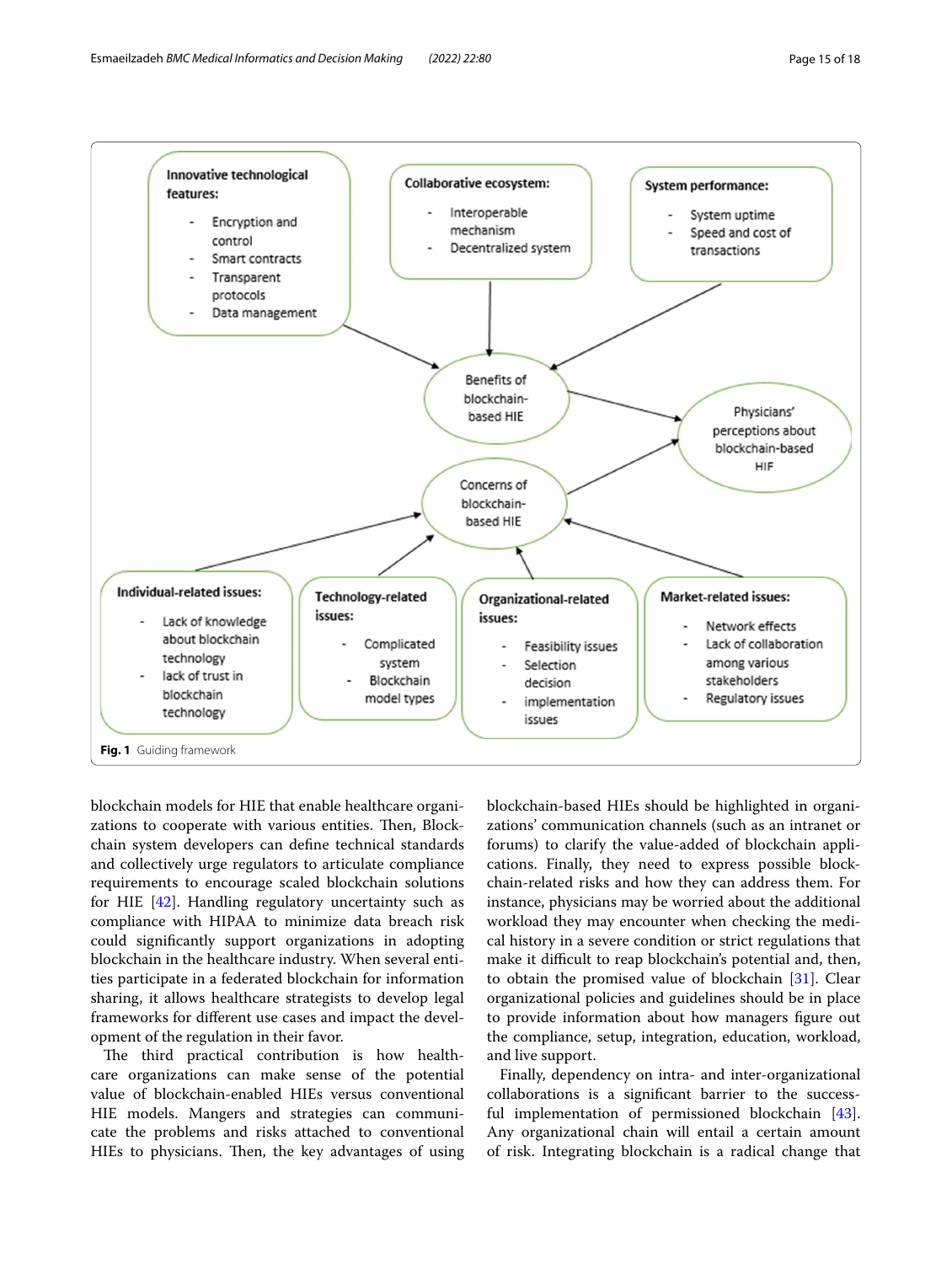**Innovative technological features:**
- Encryption and control
- Smart contracts
- Transparent protocols
- Data management

**Collaborative ecosystem:**
- Interoperable mechanism
- Decentralized system

**System performance:**
- System uptime
- Speed and cost of transactions

Benefits of blockchain-based HIE

Concerns of blockchain-based HIE

Physicians' perceptions about blockchain-based HIF

**Individual-related issues:**
- Lack of knowledge about blockchain technology
- lack of trust in blockchain technology

**Technology-related issues:**
- Complicated system
- Blockchain model types

**Organizational-related issues:**
- Feasibility issues
- Selection decision
- implementation issues

**Market-related issues:**
- Network effects
- Lack of collaboration among various stakeholders
- Regulatory issues

**Fig. 1** Guiding framework

blockchain models for HIE that enable healthcare organizations to cooperate with various entities. Then, Blockchain system developers can define technical standards and collectively urge regulators to articulate compliance requirements to encourage scaled blockchain solutions for HIE [42]. Handling regulatory uncertainty such as compliance with HIPAA to minimize data breach risk could significantly support organizations in adopting blockchain in the healthcare industry. When several entities participate in a federated blockchain for information sharing, it allows healthcare strategists to develop legal frameworks for different use cases and impact the development of the regulation in their favor.

The third practical contribution is how healthcare organizations can make sense of the potential value of blockchain-enabled HIEs versus conventional HIE models. Mangers and strategies can communicate the problems and risks attached to conventional HIEs to physicians. Then, the key advantages of using blockchain-based HIEs should be highlighted in organizations' communication channels (such as an intranet or forums) to clarify the value-added of blockchain applications. Finally, they need to express possible blockchain-related risks and how they can address them. For instance, physicians may be worried about the additional workload they may encounter when checking the medical history in a severe condition or strict regulations that make it difficult to reap blockchain's potential and, then, to obtain the promised value of blockchain [31]. Clear organizational policies and guidelines should be in place to provide information about how managers figure out the compliance, setup, integration, education, workload, and live support.

Finally, dependency on intra- and inter-organizational collaborations is a significant barrier to the successful implementation of permissioned blockchain [43]. Any organizational chain will entail a certain amount of risk. Integrating blockchain is a radical change that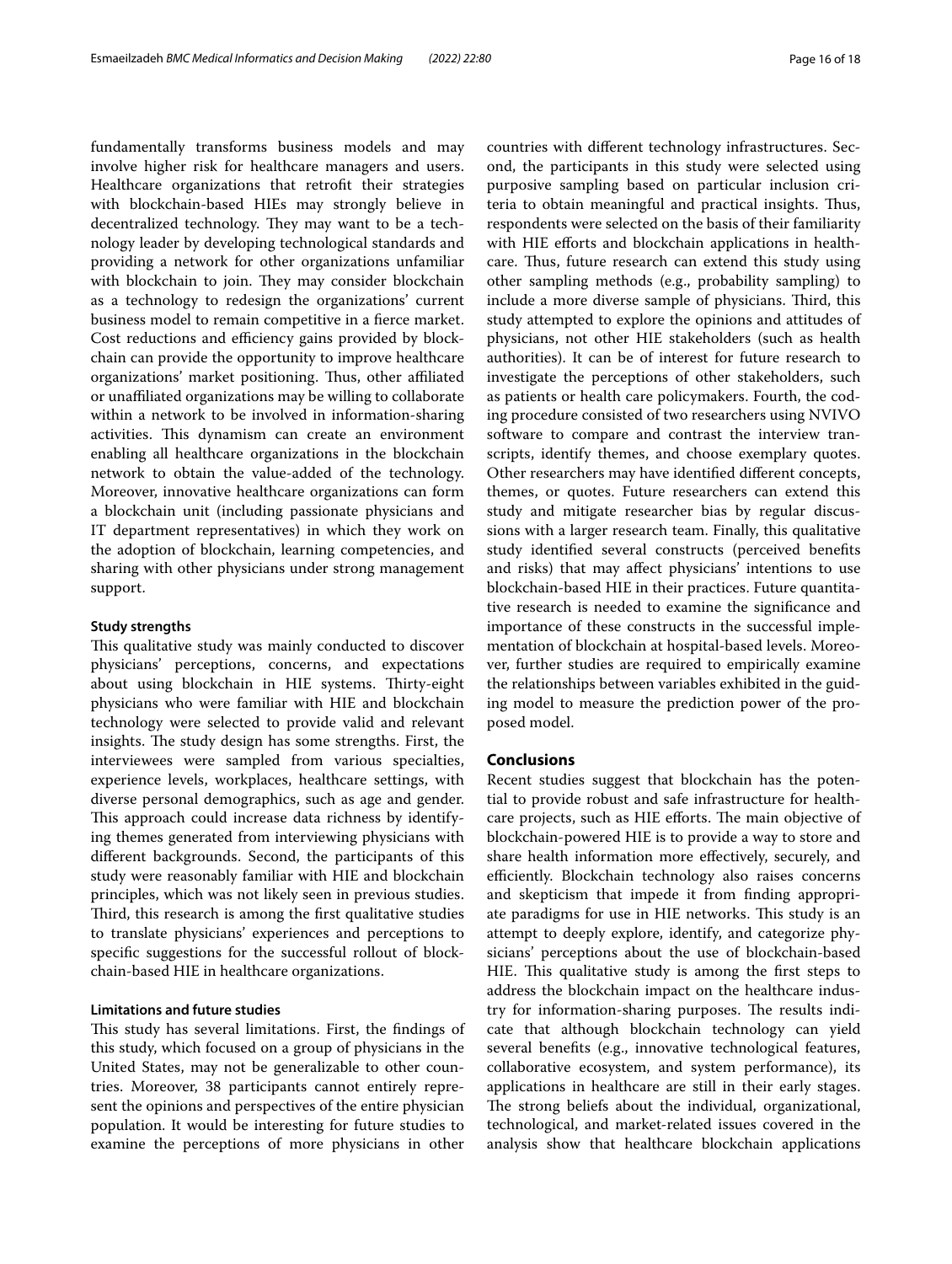fundamentally transforms business models and may involve higher risk for healthcare managers and users. Healthcare organizations that retrofit their strategies with blockchain-based HIEs may strongly believe in decentralized technology. They may want to be a technology leader by developing technological standards and providing a network for other organizations unfamiliar with blockchain to join. They may consider blockchain as a technology to redesign the organizations' current business model to remain competitive in a fierce market. Cost reductions and efficiency gains provided by blockchain can provide the opportunity to improve healthcare organizations' market positioning. Thus, other affiliated or unaffiliated organizations may be willing to collaborate within a network to be involved in information-sharing activities. This dynamism can create an environment enabling all healthcare organizations in the blockchain network to obtain the value-added of the technology. Moreover, innovative healthcare organizations can form a blockchain unit (including passionate physicians and IT department representatives) in which they work on the adoption of blockchain, learning competencies, and sharing with other physicians under strong management support.

#### Study strengths

This qualitative study was mainly conducted to discover physicians' perceptions, concerns, and expectations about using blockchain in HIE systems. Thirty-eight physicians who were familiar with HIE and blockchain technology were selected to provide valid and relevant insights. The study design has some strengths. First, the interviewees were sampled from various specialties, experience levels, workplaces, healthcare settings, with diverse personal demographics, such as age and gender. This approach could increase data richness by identifying themes generated from interviewing physicians with different backgrounds. Second, the participants of this study were reasonably familiar with HIE and blockchain principles, which was not likely seen in previous studies. Third, this research is among the first qualitative studies to translate physicians' experiences and perceptions to specific suggestions for the successful rollout of blockchain-based HIE in healthcare organizations.

#### Limitations and future studies

This study has several limitations. First, the findings of this study, which focused on a group of physicians in the United States, may not be generalizable to other countries. Moreover, 38 participants cannot entirely represent the opinions and perspectives of the entire physician population. It would be interesting for future studies to examine the perceptions of more physicians in other countries with different technology infrastructures. Second, the participants in this study were selected using purposive sampling based on particular inclusion criteria to obtain meaningful and practical insights. Thus, respondents were selected on the basis of their familiarity with HIE efforts and blockchain applications in healthcare. Thus, future research can extend this study using other sampling methods (e.g., probability sampling) to include a more diverse sample of physicians. Third, this study attempted to explore the opinions and attitudes of physicians, not other HIE stakeholders (such as health authorities). It can be of interest for future research to investigate the perceptions of other stakeholders, such as patients or health care policymakers. Fourth, the coding procedure consisted of two researchers using NVIVO software to compare and contrast the interview transcripts, identify themes, and choose exemplary quotes. Other researchers may have identified different concepts, themes, or quotes. Future researchers can extend this study and mitigate researcher bias by regular discussions with a larger research team. Finally, this qualitative study identified several constructs (perceived benefits and risks) that may affect physicians' intentions to use blockchain-based HIE in their practices. Future quantitative research is needed to examine the significance and importance of these constructs in the successful implementation of blockchain at hospital-based levels. Moreover, further studies are required to empirically examine the relationships between variables exhibited in the guiding model to measure the prediction power of the proposed model.

## Conclusions

Recent studies suggest that blockchain has the potential to provide robust and safe infrastructure for healthcare projects, such as HIE efforts. The main objective of blockchain-powered HIE is to provide a way to store and share health information more effectively, securely, and efficiently. Blockchain technology also raises concerns and skepticism that impede it from finding appropriate paradigms for use in HIE networks. This study is an attempt to deeply explore, identify, and categorize physicians' perceptions about the use of blockchain-based HIE. This qualitative study is among the first steps to address the blockchain impact on the healthcare industry for information-sharing purposes. The results indicate that although blockchain technology can yield several benefits (e.g., innovative technological features, collaborative ecosystem, and system performance), its applications in healthcare are still in their early stages. The strong beliefs about the individual, organizational, technological, and market-related issues covered in the analysis show that healthcare blockchain applications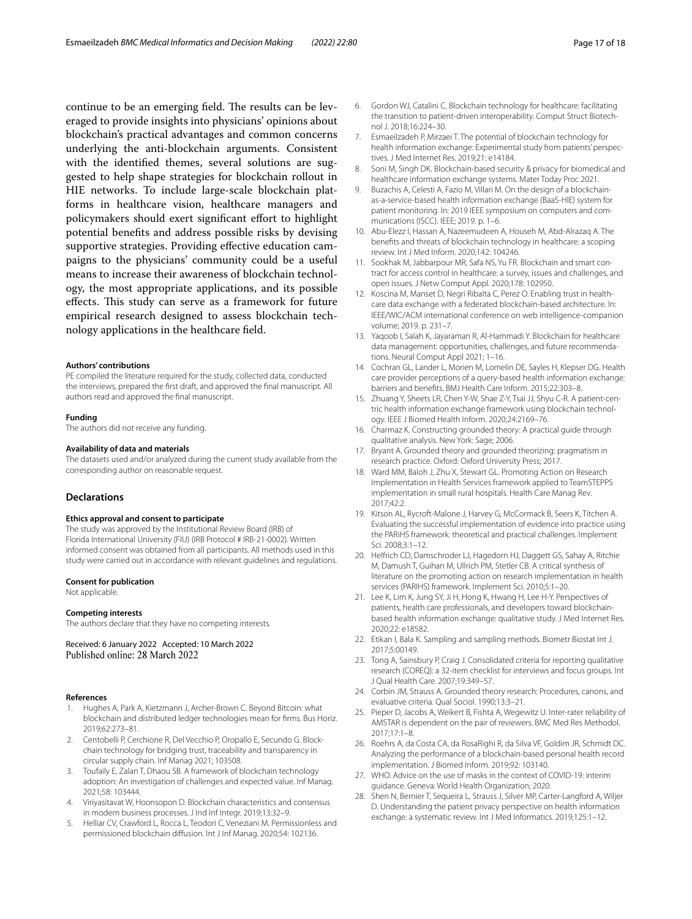continue to be an emerging field. The results can be leveraged to provide insights into physicians' opinions about blockchain's practical advantages and common concerns underlying the anti-blockchain arguments. Consistent with the identified themes, several solutions are suggested to help shape strategies for blockchain rollout in HIE networks. To include large-scale blockchain platforms in healthcare vision, healthcare managers and policymakers should exert significant effort to highlight potential benefits and address possible risks by devising supportive strategies. Providing effective education campaigns to the physicians' community could be a useful means to increase their awareness of blockchain technology, the most appropriate applications, and its possible effects. This study can serve as a framework for future empirical research designed to assess blockchain technology applications in the healthcare field.

#### Authors' contributions

PE compiled the literature required for the study, collected data, conducted the interviews, prepared the first draft, and approved the final manuscript. All authors read and approved the final manuscript.

#### Funding

The authors did not receive any funding.

#### Availability of data and materials

The datasets used and/or analyzed during the current study available from the corresponding author on reasonable request.

### Declarations

#### Ethics approval and consent to participate

The study was approved by the Institutional Review Board (IRB) of Florida International University (FIU) (IRB Protocol # IRB-21-0002). Written informed consent was obtained from all participants. All methods used in this study were carried out in accordance with relevant guidelines and regulations.

#### Consent for publication

Not applicable.

#### Competing interests

The authors declare that they have no competing interests.

Received: 6 January 2022 Accepted: 10 March 2022
Published online: 28 March 2022

#### References

1. Hughes A, Park A, Kietzmann J, Archer-Brown C. Beyond Bitcoin: what blockchain and distributed ledger technologies mean for firms. Bus Horiz. 2019;62:273–81.
2. Centobelli P, Cerchione R, Del Vecchio P, Oropallo E, Secundo G. Blockchain technology for bridging trust, traceability and transparency in circular supply chain. Inf Manag 2021; 103508.
3. Toufaily E, Zalan T, Dhaou SB. A framework of blockchain technology adoption: An investigation of challenges and expected value. Inf Manag. 2021;58: 103444.
4. Viriyasitavat W, Hoonsopon D. Blockchain characteristics and consensus in modern business processes. J Ind Inf Integr. 2019;13:32–9.
5. Helliar CV, Crawford L, Rocca L, Teodori C, Veneziani M. Permissionless and permissioned blockchain diffusion. Int J Inf Manag. 2020;54: 102136.
6. Gordon WJ, Catalini C. Blockchain technology for healthcare: facilitating the transition to patient-driven interoperability. Comput Struct Biotechnol J. 2018;16:224–30.
7. Esmaeilzadeh P, Mirzaei T. The potential of blockchain technology for health information exchange: Experimental study from patients' perspectives. J Med Internet Res. 2019;21: e14184.
8. Soni M, Singh DK. Blockchain-based security & privacy for biomedical and healthcare information exchange systems. Mater Today Proc 2021.
9. Buzachis A, Celesti A, Fazio M, Villari M. On the design of a blockchain-as-a-service-based health information exchange (BaaS-HIE) system for patient monitoring. In: 2019 IEEE symposium on computers and communications (ISCC). IEEE; 2019. p. 1–6.
10. Abu-Elezz I, Hassan A, Nazeemudeen A, Househ M, Abd-Alrazaq A. The benefits and threats of blockchain technology in healthcare: a scoping review. Int J Med Inform. 2020;142: 104246.
11. Sookhak M, Jabbarpour MR, Safa NS, Yu FR. Blockchain and smart contract for access control in healthcare: a survey, issues and challenges, and open issues. J Netw Comput Appl. 2020;178: 102950.
12. Koscina M, Manset D, Negri Ribalta C, Perez O. Enabling trust in healthcare data exchange with a federated blockchain-based architecture. In: IEEE/WIC/ACM international conference on web intelligence-companion volume; 2019. p. 231–7.
13. Yaqoob I, Salah K, Jayaraman R, Al-Hammadi Y. Blockchain for healthcare data management: opportunities, challenges, and future recommendations. Neural Comput Appl 2021; 1–16.
14. Cochran GL, Lander L, Morien M, Lomelin DE, Sayles H, Klepser DG. Health care provider perceptions of a query-based health information exchange: barriers and benefits. BMJ Health Care Inform. 2015;22:303–8.
15. Zhuang Y, Sheets LR, Chen Y-W, Shae Z-Y, Tsai JJ, Shyu C-R. A patient-centric health information exchange framework using blockchain technology. IEEE J Biomed Health Inform. 2020;24:2169–76.
16. Charmaz K. Constructing grounded theory: A practical guide through qualitative analysis. New York: Sage; 2006.
17. Bryant A. Grounded theory and grounded theorizing: pragmatism in research practice. Oxford: Oxford University Press; 2017.
18. Ward MM, Baloh J, Zhu X, Stewart GL. Promoting Action on Research Implementation in Health Services framework applied to TeamSTEPPS implementation in small rural hospitals. Health Care Manag Rev. 2017;42:2.
19. Kitson AL, Rycroft-Malone J, Harvey G, McCormack B, Seers K, Titchen A. Evaluating the successful implementation of evidence into practice using the PARiHS framework: theoretical and practical challenges. Implement Sci. 2008;3:1–12.
20. Helfrich CD, Damschroder LJ, Hagedorn HJ, Daggett GS, Sahay A, Ritchie M, Damush T, Guihan M, Ullrich PM, Stetler CB. A critical synthesis of literature on the promoting action on research implementation in health services (PARIHS) framework. Implement Sci. 2010;5:1–20.
21. Lee K, Lim K, Jung SY, Ji H, Hong K, Hwang H, Lee H-Y. Perspectives of patients, health care professionals, and developers toward blockchain-based health information exchange: qualitative study. J Med Internet Res. 2020;22: e18582.
22. Etikan I, Bala K. Sampling and sampling methods. Biometr Biostat Int J. 2017;5:00149.
23. Tong A, Sainsbury P, Craig J. Consolidated criteria for reporting qualitative research (COREQ): a 32-item checklist for interviews and focus groups. Int J Qual Health Care. 2007;19:349–57.
24. Corbin JM, Strauss A. Grounded theory research: Procedures, canons, and evaluative criteria. Qual Sociol. 1990;13:3–21.
25. Pieper D, Jacobs A, Weikert B, Fishta A, Wegewitz U. Inter-rater reliability of AMSTAR is dependent on the pair of reviewers. BMC Med Res Methodol. 2017;17:1–8.
26. Roehrs A, da Costa CA, da RosaRighi R, da Silva VF, Goldim JR, Schmidt DC. Analyzing the performance of a blockchain-based personal health record implementation. J Biomed Inform. 2019;92: 103140.
27. WHO. Advice on the use of masks in the context of COVID-19: interim guidance. Geneva: World Health Organization; 2020.
28. Shen N, Bernier T, Sequeira L, Strauss J, Silver MP, Carter-Langford A, Wiljer D. Understanding the patient privacy perspective on health information exchange: a systematic review. Int J Med Informatics. 2019;125:1–12.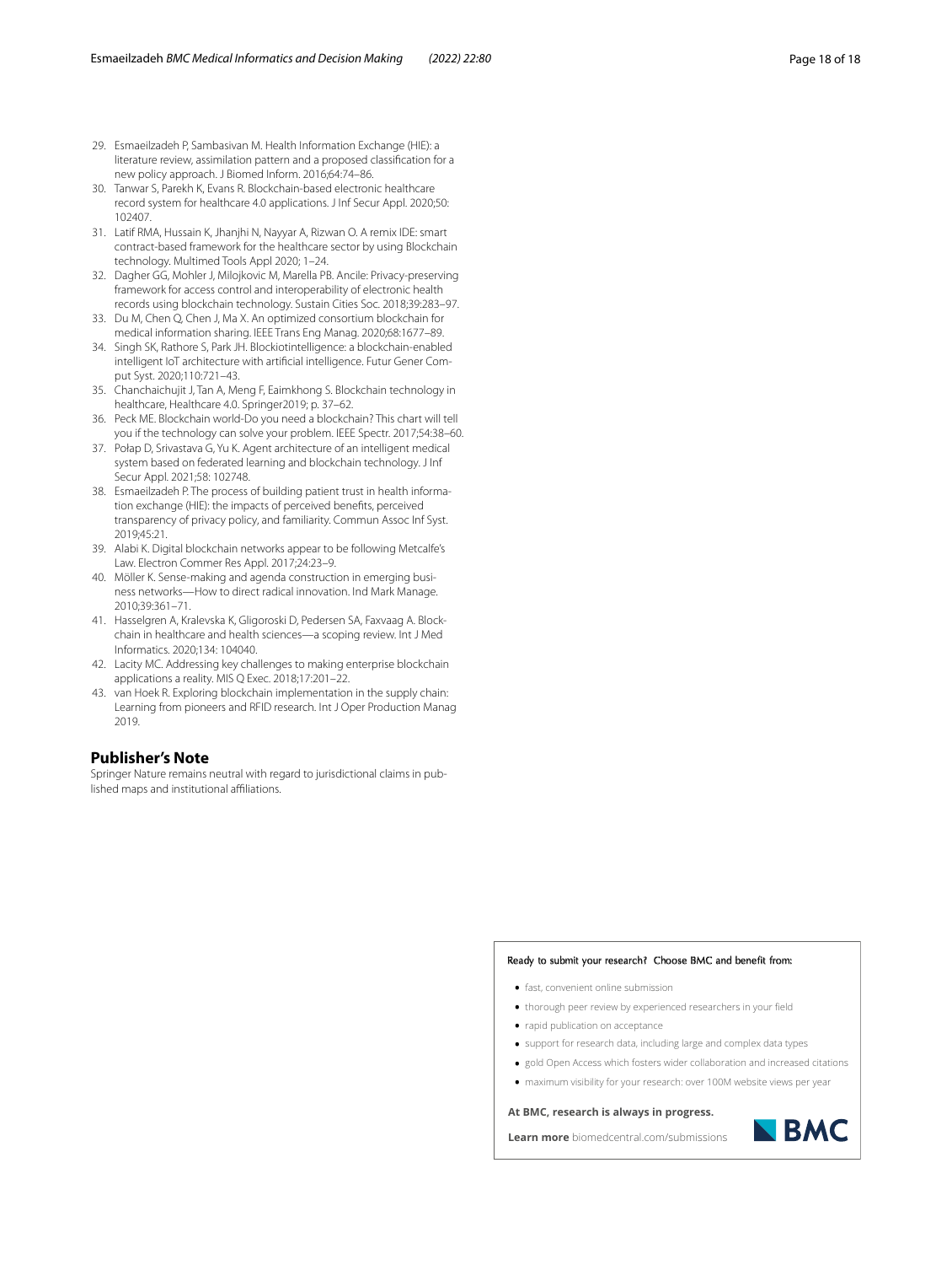29. Esmaeilzadeh P, Sambasivan M. Health Information Exchange (HIE): a literature review, assimilation pattern and a proposed classification for a new policy approach. J Biomed Inform. 2016;64:74–86.
30. Tanwar S, Parekh K, Evans R. Blockchain-based electronic healthcare record system for healthcare 4.0 applications. J Inf Secur Appl. 2020;50: 102407.
31. Latif RMA, Hussain K, Jhanjhi N, Nayyar A, Rizwan O. A remix IDE: smart contract-based framework for the healthcare sector by using Blockchain technology. Multimed Tools Appl 2020; 1–24.
32. Dagher GG, Mohler J, Milojkovic M, Marella PB. Ancile: Privacy-preserving framework for access control and interoperability of electronic health records using blockchain technology. Sustain Cities Soc. 2018;39:283–97.
33. Du M, Chen Q, Chen J, Ma X. An optimized consortium blockchain for medical information sharing. IEEE Trans Eng Manag. 2020;68:1677–89.
34. Singh SK, Rathore S, Park JH. Blockiotintelligence: a blockchain-enabled intelligent IoT architecture with artificial intelligence. Futur Gener Comput Syst. 2020;110:721–43.
35. Chanchaichujit J, Tan A, Meng F, Eaimkhong S. Blockchain technology in healthcare, Healthcare 4.0. Springer2019; p. 37–62.
36. Peck ME. Blockchain world-Do you need a blockchain? This chart will tell you if the technology can solve your problem. IEEE Spectr. 2017;54:38–60.
37. Połap D, Srivastava G, Yu K. Agent architecture of an intelligent medical system based on federated learning and blockchain technology. J Inf Secur Appl. 2021;58: 102748.
38. Esmaeilzadeh P. The process of building patient trust in health information exchange (HIE): the impacts of perceived benefits, perceived transparency of privacy policy, and familiarity. Commun Assoc Inf Syst. 2019;45:21.
39. Alabi K. Digital blockchain networks appear to be following Metcalfe's Law. Electron Commer Res Appl. 2017;24:23–9.
40. Möller K. Sense-making and agenda construction in emerging business networks—How to direct radical innovation. Ind Mark Manage. 2010;39:361–71.
41. Hasselgren A, Kralevska K, Gligoroski D, Pedersen SA, Faxvaag A. Blockchain in healthcare and health sciences—a scoping review. Int J Med Informatics. 2020;134: 104040.
42. Lacity MC. Addressing key challenges to making enterprise blockchain applications a reality. MIS Q Exec. 2018;17:201–22.
43. van Hoek R. Exploring blockchain implementation in the supply chain: Learning from pioneers and RFID research. Int J Oper Production Manag 2019.

## Publisher's Note

Springer Nature remains neutral with regard to jurisdictional claims in published maps and institutional affiliations.

Ready to submit your research? Choose BMC and benefit from:

- fast, convenient online submission
- thorough peer review by experienced researchers in your field
- rapid publication on acceptance
- support for research data, including large and complex data types
- gold Open Access which fosters wider collaboration and increased citations
- maximum visibility for your research: over 100M website views per year

**At BMC, research is always in progress.**

**Learn more** biomedcentral.com/submissions

BMC